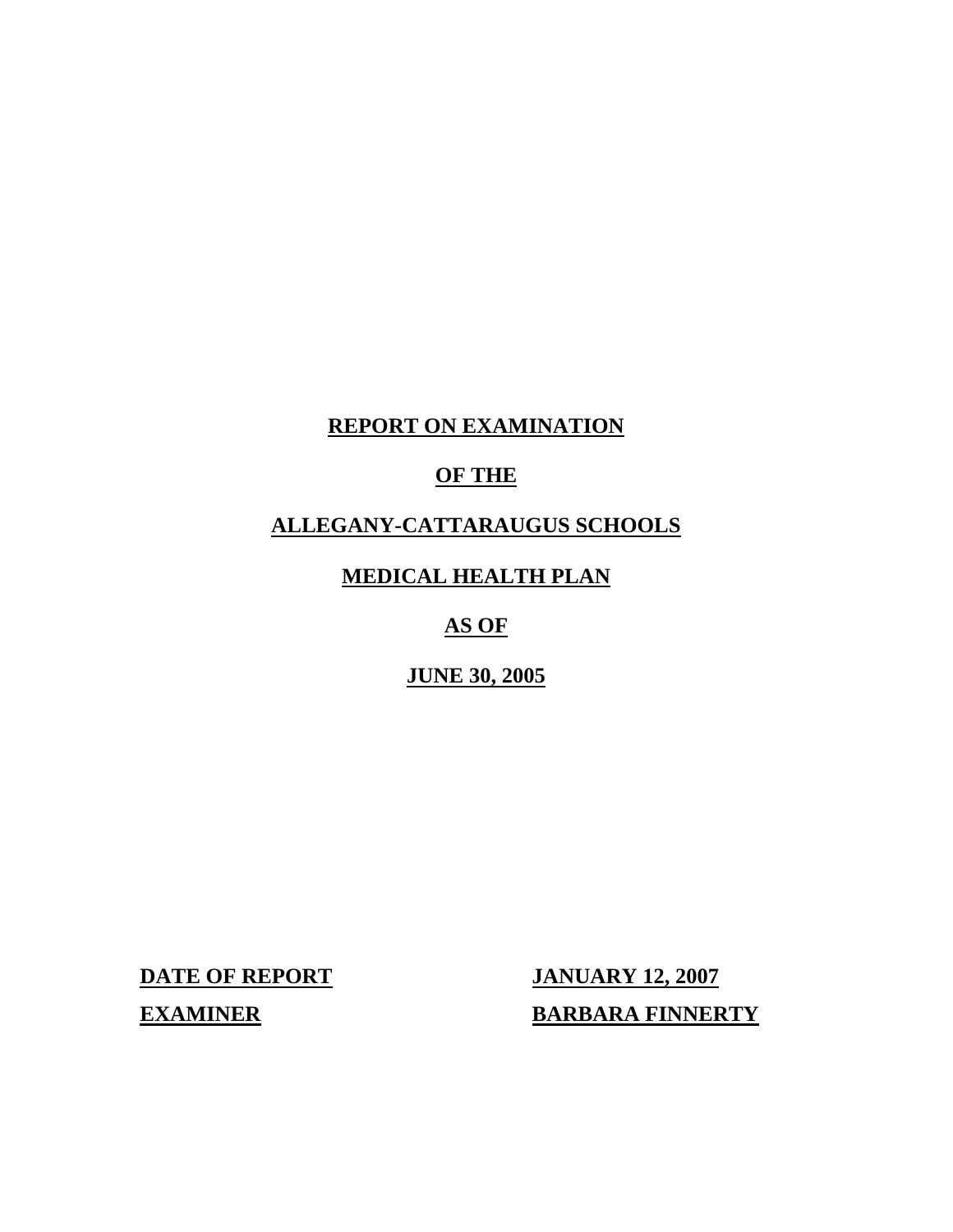# REPORT ON EXAMINATION

# OF THE

# ALLEGANY-CATTARAUGUS SCHOOLS

# MEDICAL HEALTH PLAN

# AS OF

# JUNE 30, 2005

| | |
|---|---|
| **DATE OF REPORT** | **JANUARY 12, 2007** |
| **EXAMINER** | **BARBARA FINNERTY** |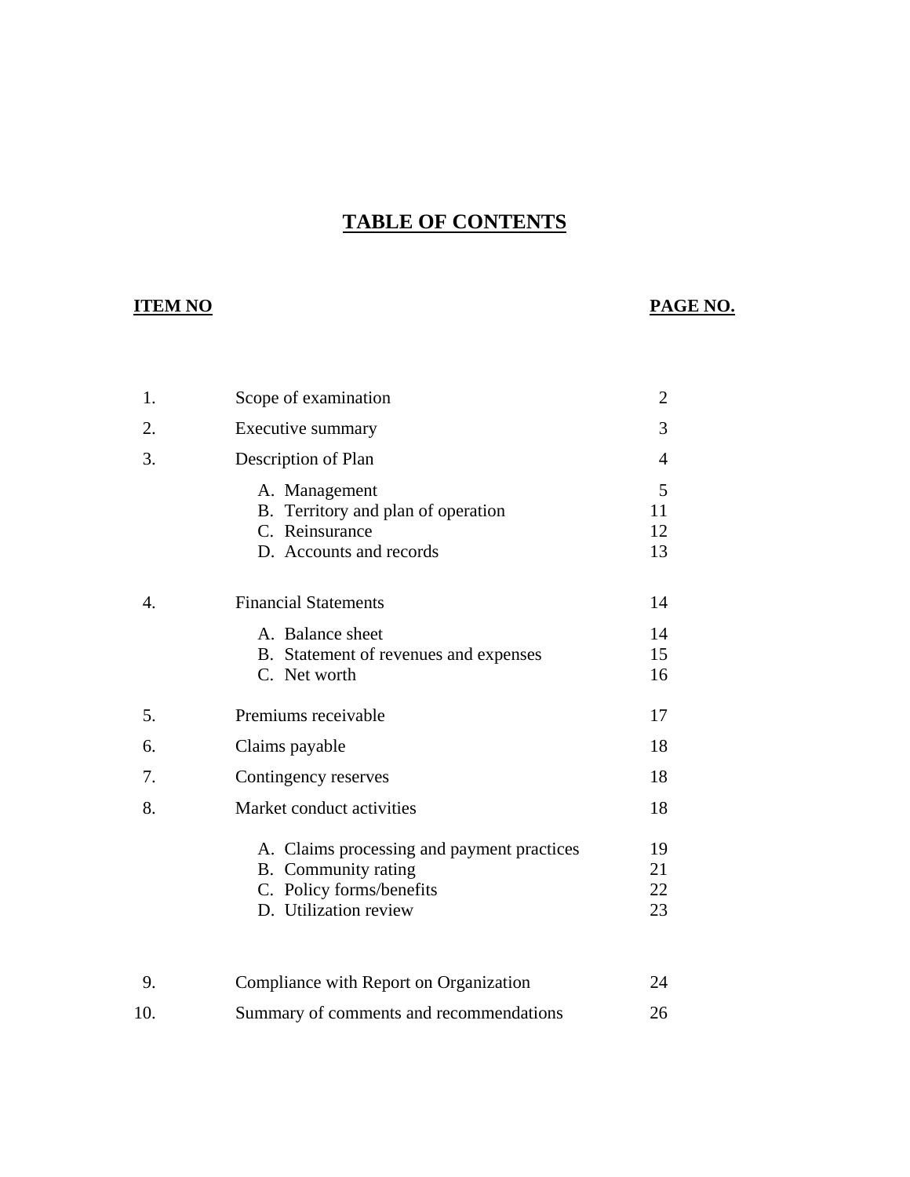# TABLE OF CONTENTS

| ITEM NO | | PAGE NO. |
|---|---|---|
| 1. | Scope of examination | 2 |
| 2. | Executive summary | 3 |
| 3. | Description of Plan | 4 |
| | A. Management | 5 |
| | B. Territory and plan of operation | 11 |
| | C. Reinsurance | 12 |
| | D. Accounts and records | 13 |
| 4. | Financial Statements | 14 |
| | A. Balance sheet | 14 |
| | B. Statement of revenues and expenses | 15 |
| | C. Net worth | 16 |
| 5. | Premiums receivable | 17 |
| 6. | Claims payable | 18 |
| 7. | Contingency reserves | 18 |
| 8. | Market conduct activities | 18 |
| | A. Claims processing and payment practices | 19 |
| | B. Community rating | 21 |
| | C. Policy forms/benefits | 22 |
| | D. Utilization review | 23 |
| 9. | Compliance with Report on Organization | 24 |
| 10. | Summary of comments and recommendations | 26 |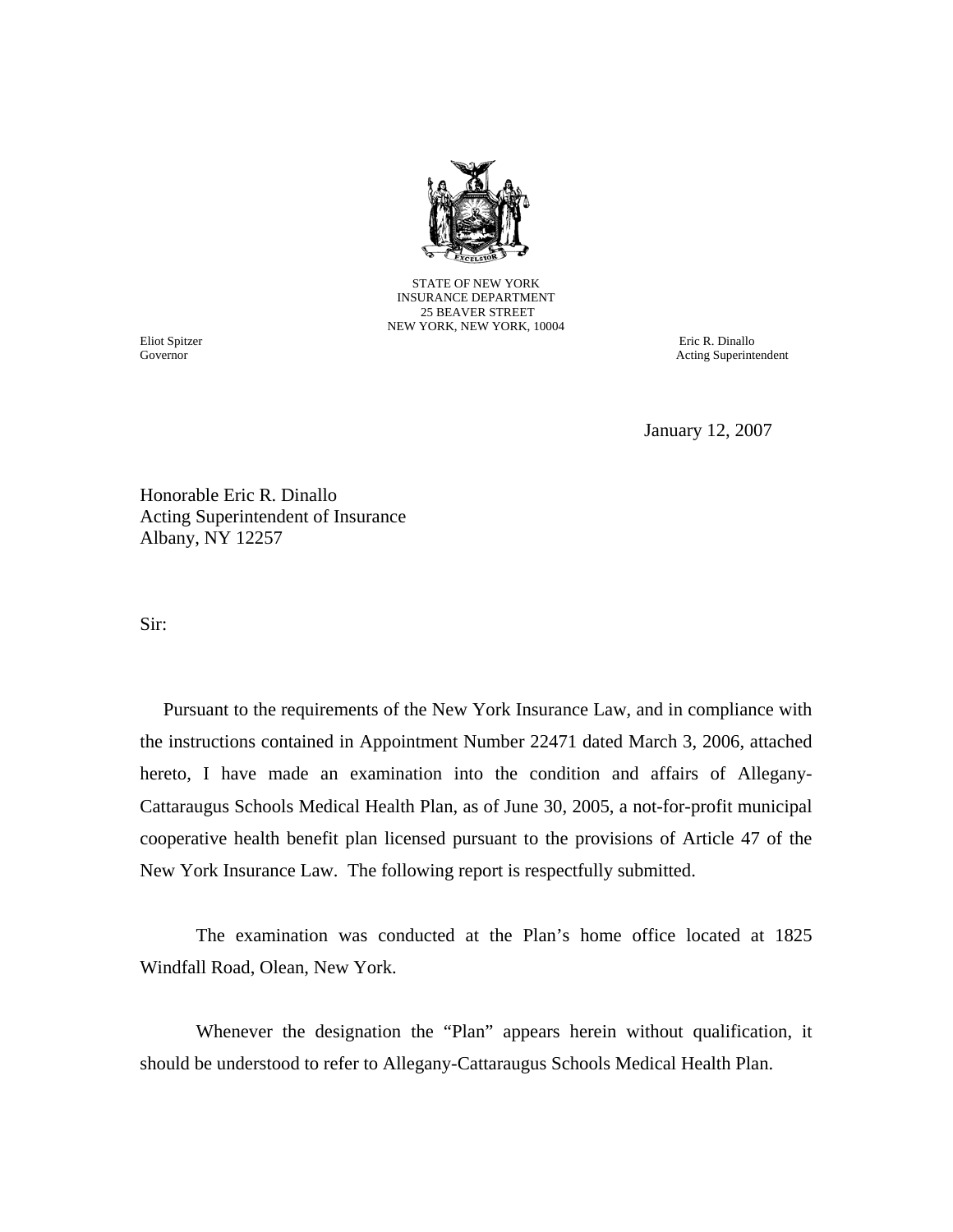STATE OF NEW YORK
INSURANCE DEPARTMENT
25 BEAVER STREET
NEW YORK, NEW YORK, 10004

Eliot Spitzer
Governor

Eric R. Dinallo
Acting Superintendent

January 12, 2007

Honorable Eric R. Dinallo
Acting Superintendent of Insurance
Albany, NY 12257

Sir:

Pursuant to the requirements of the New York Insurance Law, and in compliance with the instructions contained in Appointment Number 22471 dated March 3, 2006, attached hereto, I have made an examination into the condition and affairs of Allegany-Cattaraugus Schools Medical Health Plan, as of June 30, 2005, a not-for-profit municipal cooperative health benefit plan licensed pursuant to the provisions of Article 47 of the New York Insurance Law. The following report is respectfully submitted.

The examination was conducted at the Plan's home office located at 1825 Windfall Road, Olean, New York.

Whenever the designation the "Plan" appears herein without qualification, it should be understood to refer to Allegany-Cattaraugus Schools Medical Health Plan.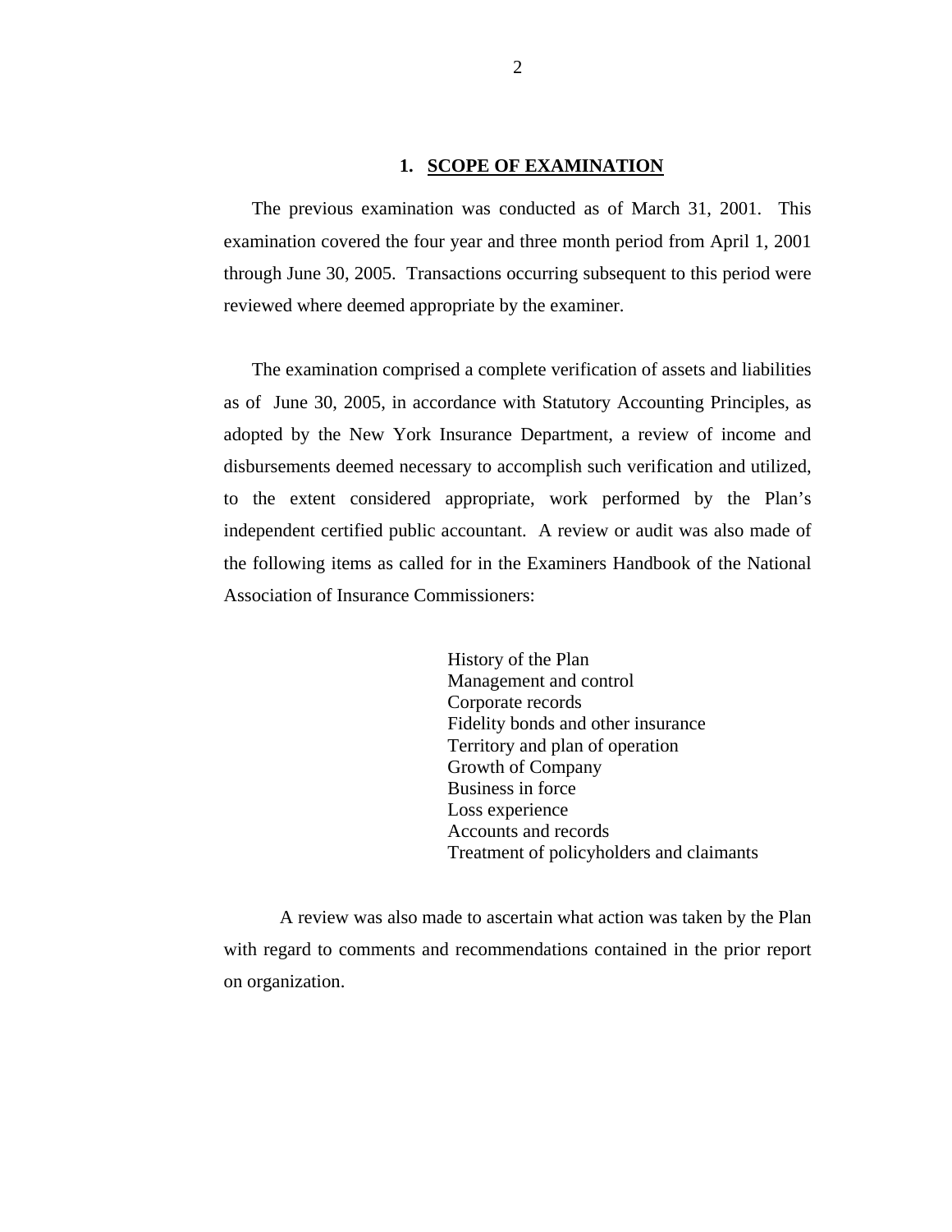## 1. SCOPE OF EXAMINATION

The previous examination was conducted as of March 31, 2001. This examination covered the four year and three month period from April 1, 2001 through June 30, 2005. Transactions occurring subsequent to this period were reviewed where deemed appropriate by the examiner.

The examination comprised a complete verification of assets and liabilities as of June 30, 2005, in accordance with Statutory Accounting Principles, as adopted by the New York Insurance Department, a review of income and disbursements deemed necessary to accomplish such verification and utilized, to the extent considered appropriate, work performed by the Plan's independent certified public accountant. A review or audit was also made of the following items as called for in the Examiners Handbook of the National Association of Insurance Commissioners:

- History of the Plan
- Management and control
- Corporate records
- Fidelity bonds and other insurance
- Territory and plan of operation
- Growth of Company
- Business in force
- Loss experience
- Accounts and records
- Treatment of policyholders and claimants

A review was also made to ascertain what action was taken by the Plan with regard to comments and recommendations contained in the prior report on organization.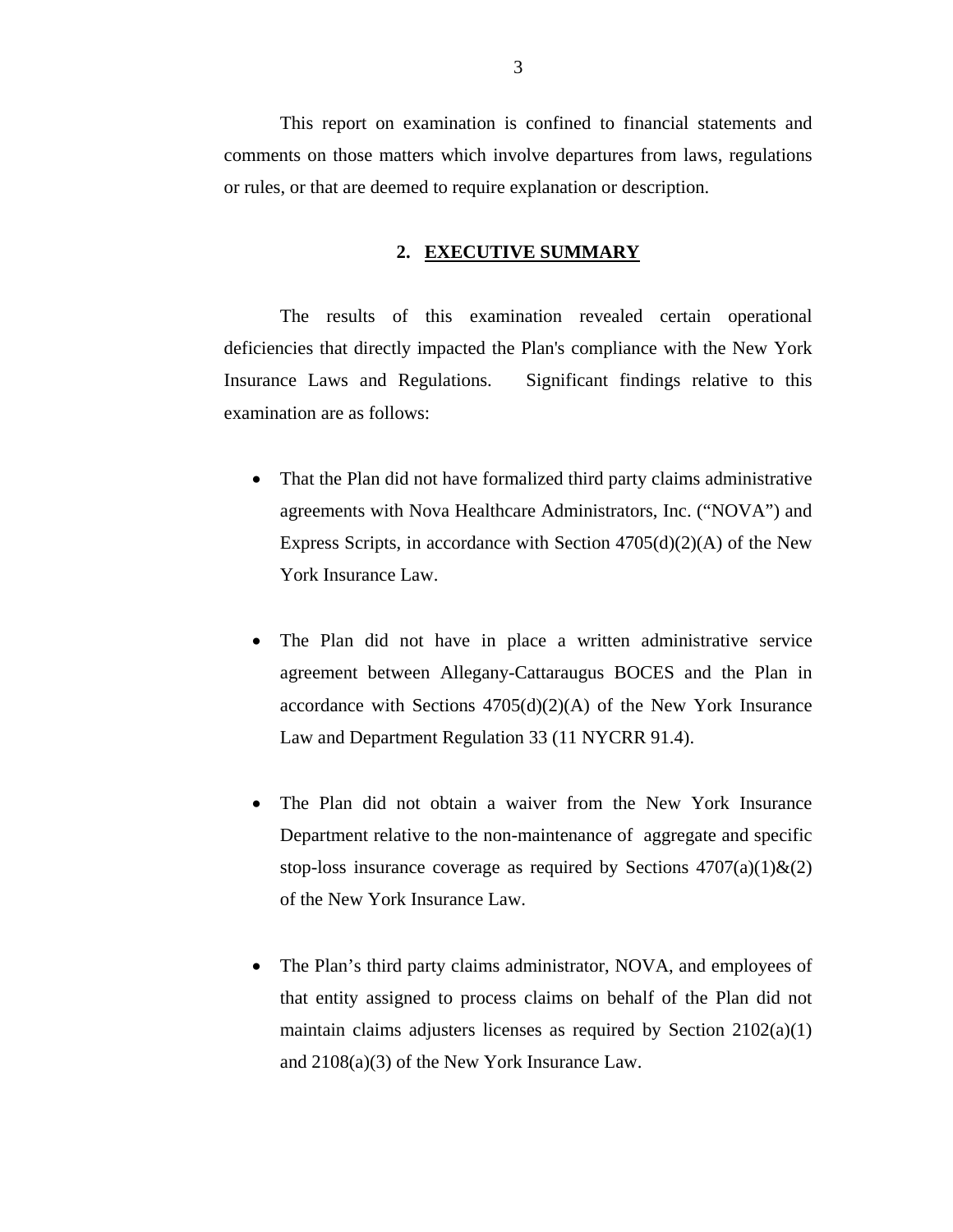This report on examination is confined to financial statements and comments on those matters which involve departures from laws, regulations or rules, or that are deemed to require explanation or description.

## 2. EXECUTIVE SUMMARY

The results of this examination revealed certain operational deficiencies that directly impacted the Plan's compliance with the New York Insurance Laws and Regulations. Significant findings relative to this examination are as follows:

- That the Plan did not have formalized third party claims administrative agreements with Nova Healthcare Administrators, Inc. ("NOVA") and Express Scripts, in accordance with Section 4705(d)(2)(A) of the New York Insurance Law.

- The Plan did not have in place a written administrative service agreement between Allegany-Cattaraugus BOCES and the Plan in accordance with Sections 4705(d)(2)(A) of the New York Insurance Law and Department Regulation 33 (11 NYCRR 91.4).

- The Plan did not obtain a waiver from the New York Insurance Department relative to the non-maintenance of aggregate and specific stop-loss insurance coverage as required by Sections 4707(a)(1)&(2) of the New York Insurance Law.

- The Plan's third party claims administrator, NOVA, and employees of that entity assigned to process claims on behalf of the Plan did not maintain claims adjusters licenses as required by Section 2102(a)(1) and 2108(a)(3) of the New York Insurance Law.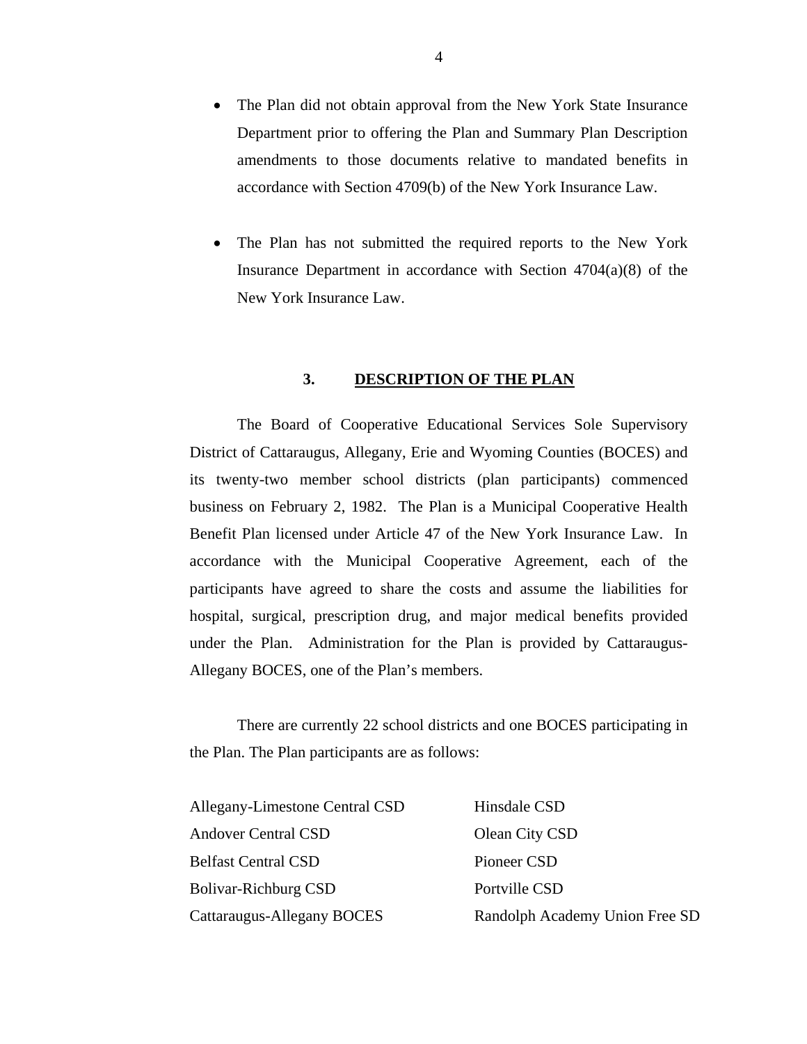- The Plan did not obtain approval from the New York State Insurance Department prior to offering the Plan and Summary Plan Description amendments to those documents relative to mandated benefits in accordance with Section 4709(b) of the New York Insurance Law.

- The Plan has not submitted the required reports to the New York Insurance Department in accordance with Section 4704(a)(8) of the New York Insurance Law.

## 3. DESCRIPTION OF THE PLAN

The Board of Cooperative Educational Services Sole Supervisory District of Cattaraugus, Allegany, Erie and Wyoming Counties (BOCES) and its twenty-two member school districts (plan participants) commenced business on February 2, 1982. The Plan is a Municipal Cooperative Health Benefit Plan licensed under Article 47 of the New York Insurance Law. In accordance with the Municipal Cooperative Agreement, each of the participants have agreed to share the costs and assume the liabilities for hospital, surgical, prescription drug, and major medical benefits provided under the Plan. Administration for the Plan is provided by Cattaraugus-Allegany BOCES, one of the Plan's members.

There are currently 22 school districts and one BOCES participating in the Plan. The Plan participants are as follows:

| | |
|---|---|
| Allegany-Limestone Central CSD | Hinsdale CSD |
| Andover Central CSD | Olean City CSD |
| Belfast Central CSD | Pioneer CSD |
| Bolivar-Richburg CSD | Portville CSD |
| Cattaraugus-Allegany BOCES | Randolph Academy Union Free SD |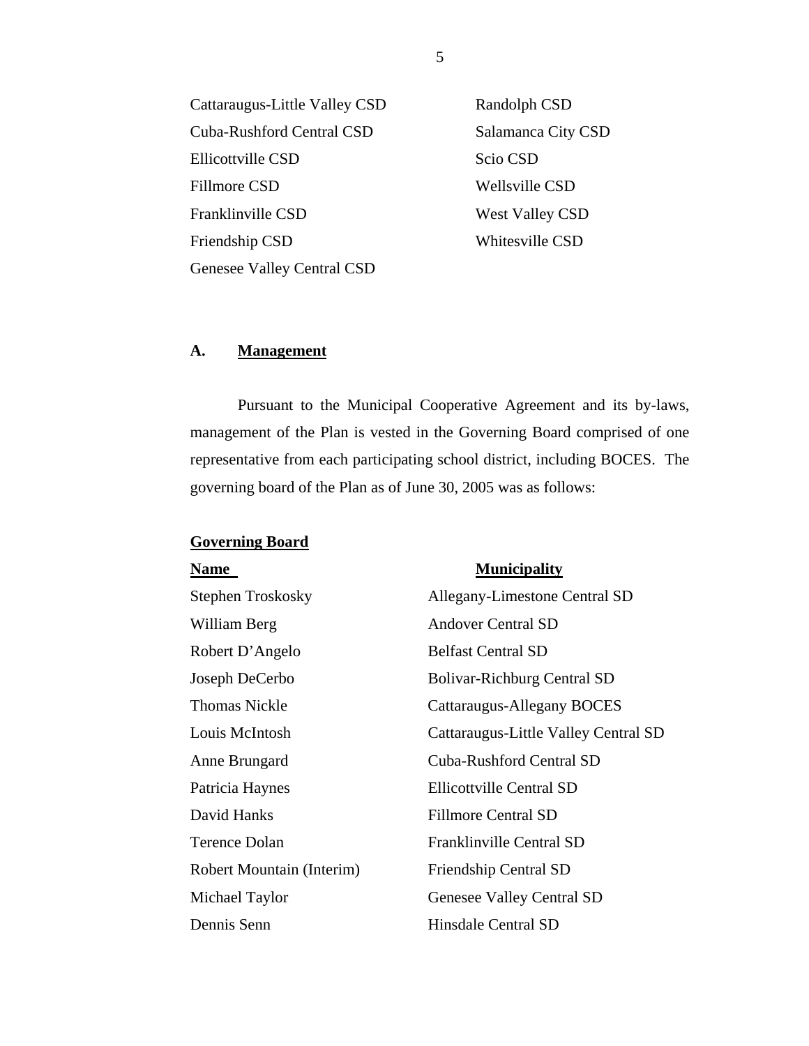Cattaraugus-Little Valley CSD
Cuba-Rushford Central CSD
Ellicottville CSD
Fillmore CSD
Franklinville CSD
Friendship CSD
Genesee Valley Central CSD
Randolph CSD
Salamanca City CSD
Scio CSD
Wellsville CSD
West Valley CSD
Whitesville CSD

## A. Management

Pursuant to the Municipal Cooperative Agreement and its by-laws, management of the Plan is vested in the Governing Board comprised of one representative from each participating school district, including BOCES. The governing board of the Plan as of June 30, 2005 was as follows:

**Governing Board**

| Name | Municipality |
|---|---|
| Stephen Troskosky | Allegany-Limestone Central SD |
| William Berg | Andover Central SD |
| Robert D'Angelo | Belfast Central SD |
| Joseph DeCerbo | Bolivar-Richburg Central SD |
| Thomas Nickle | Cattaraugus-Allegany BOCES |
| Louis McIntosh | Cattaraugus-Little Valley Central SD |
| Anne Brungard | Cuba-Rushford Central SD |
| Patricia Haynes | Ellicottville Central SD |
| David Hanks | Fillmore Central SD |
| Terence Dolan | Franklinville Central SD |
| Robert Mountain (Interim) | Friendship Central SD |
| Michael Taylor | Genesee Valley Central SD |
| Dennis Senn | Hinsdale Central SD |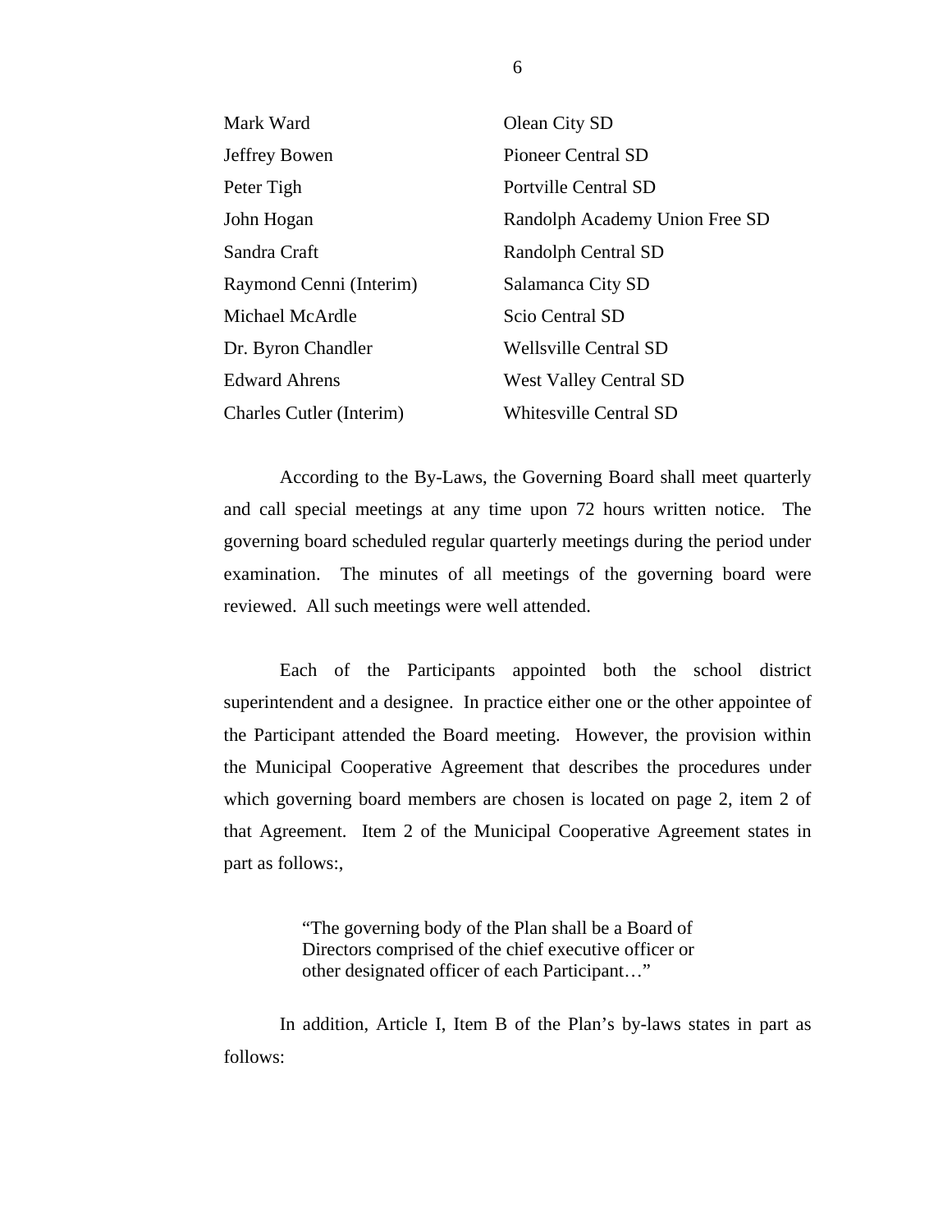| | |
|---|---|
| Mark Ward | Olean City SD |
| Jeffrey Bowen | Pioneer Central SD |
| Peter Tigh | Portville Central SD |
| John Hogan | Randolph Academy Union Free SD |
| Sandra Craft | Randolph Central SD |
| Raymond Cenni (Interim) | Salamanca City SD |
| Michael McArdle | Scio Central SD |
| Dr. Byron Chandler | Wellsville Central SD |
| Edward Ahrens | West Valley Central SD |
| Charles Cutler (Interim) | Whitesville Central SD |

According to the By-Laws, the Governing Board shall meet quarterly and call special meetings at any time upon 72 hours written notice. The governing board scheduled regular quarterly meetings during the period under examination. The minutes of all meetings of the governing board were reviewed. All such meetings were well attended.

Each of the Participants appointed both the school district superintendent and a designee. In practice either one or the other appointee of the Participant attended the Board meeting. However, the provision within the Municipal Cooperative Agreement that describes the procedures under which governing board members are chosen is located on page 2, item 2 of that Agreement. Item 2 of the Municipal Cooperative Agreement states in part as follows:,

> "The governing body of the Plan shall be a Board of Directors comprised of the chief executive officer or other designated officer of each Participant…"

In addition, Article I, Item B of the Plan's by-laws states in part as follows: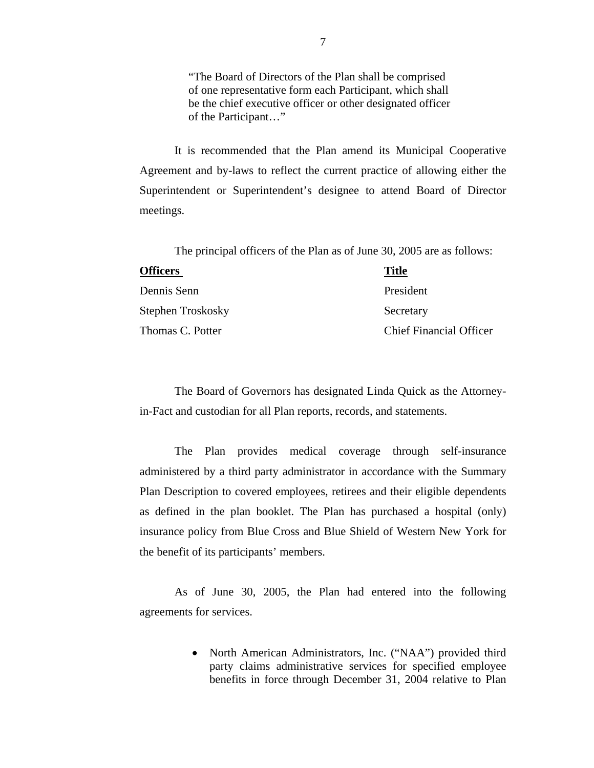> "The Board of Directors of the Plan shall be comprised of one representative form each Participant, which shall be the chief executive officer or other designated officer of the Participant…"

It is recommended that the Plan amend its Municipal Cooperative Agreement and by-laws to reflect the current practice of allowing either the Superintendent or Superintendent's designee to attend Board of Director meetings.

The principal officers of the Plan as of June 30, 2005 are as follows:

| **Officers** | **Title** |
|---|---|
| Dennis Senn | President |
| Stephen Troskosky | Secretary |
| Thomas C. Potter | Chief Financial Officer |

The Board of Governors has designated Linda Quick as the Attorney-in-Fact and custodian for all Plan reports, records, and statements.

The Plan provides medical coverage through self-insurance administered by a third party administrator in accordance with the Summary Plan Description to covered employees, retirees and their eligible dependents as defined in the plan booklet. The Plan has purchased a hospital (only) insurance policy from Blue Cross and Blue Shield of Western New York for the benefit of its participants' members.

As of June 30, 2005, the Plan had entered into the following agreements for services.

- North American Administrators, Inc. ("NAA") provided third party claims administrative services for specified employee benefits in force through December 31, 2004 relative to Plan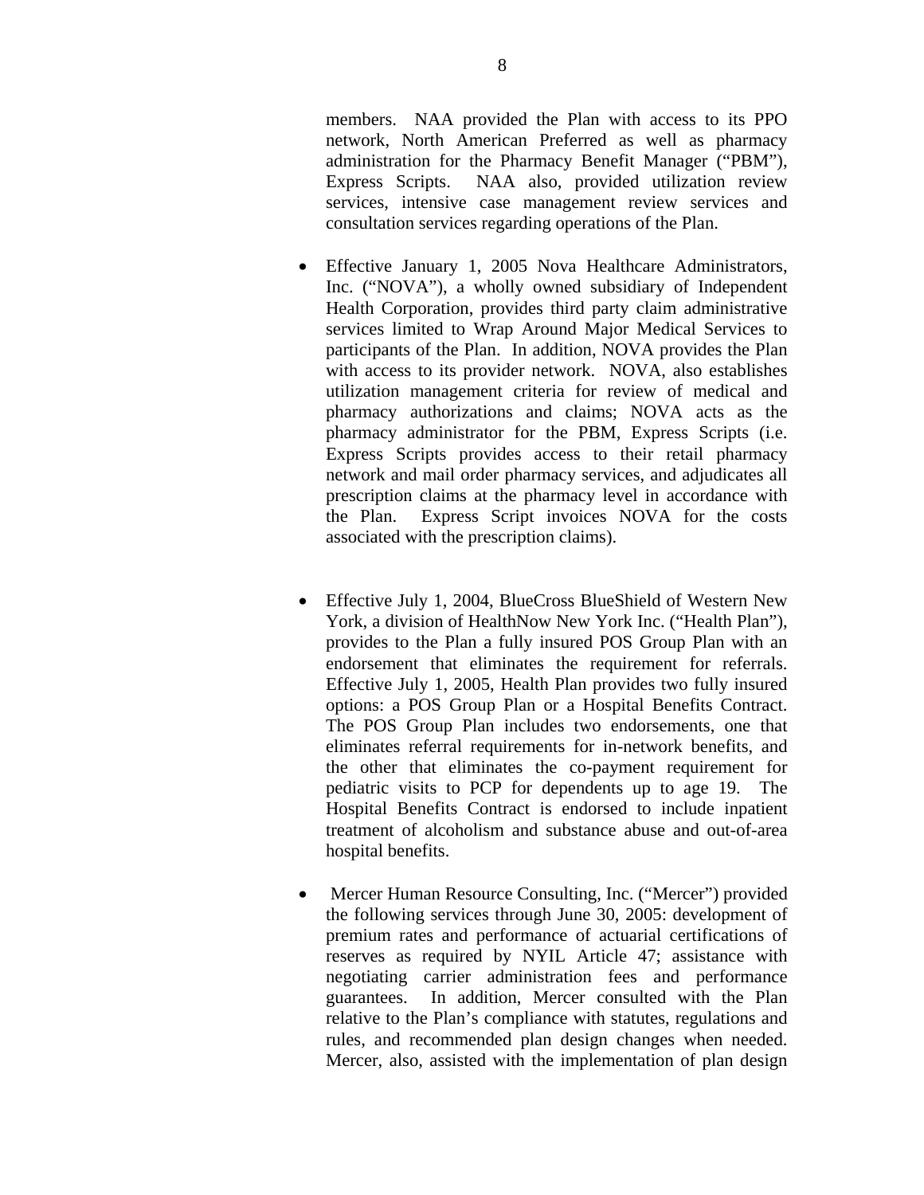members. NAA provided the Plan with access to its PPO network, North American Preferred as well as pharmacy administration for the Pharmacy Benefit Manager ("PBM"), Express Scripts. NAA also, provided utilization review services, intensive case management review services and consultation services regarding operations of the Plan.

- Effective January 1, 2005 Nova Healthcare Administrators, Inc. ("NOVA"), a wholly owned subsidiary of Independent Health Corporation, provides third party claim administrative services limited to Wrap Around Major Medical Services to participants of the Plan. In addition, NOVA provides the Plan with access to its provider network. NOVA, also establishes utilization management criteria for review of medical and pharmacy authorizations and claims; NOVA acts as the pharmacy administrator for the PBM, Express Scripts (i.e. Express Scripts provides access to their retail pharmacy network and mail order pharmacy services, and adjudicates all prescription claims at the pharmacy level in accordance with the Plan. Express Script invoices NOVA for the costs associated with the prescription claims).

- Effective July 1, 2004, BlueCross BlueShield of Western New York, a division of HealthNow New York Inc. ("Health Plan"), provides to the Plan a fully insured POS Group Plan with an endorsement that eliminates the requirement for referrals. Effective July 1, 2005, Health Plan provides two fully insured options: a POS Group Plan or a Hospital Benefits Contract. The POS Group Plan includes two endorsements, one that eliminates referral requirements for in-network benefits, and the other that eliminates the co-payment requirement for pediatric visits to PCP for dependents up to age 19. The Hospital Benefits Contract is endorsed to include inpatient treatment of alcoholism and substance abuse and out-of-area hospital benefits.

- Mercer Human Resource Consulting, Inc. ("Mercer") provided the following services through June 30, 2005: development of premium rates and performance of actuarial certifications of reserves as required by NYIL Article 47; assistance with negotiating carrier administration fees and performance guarantees. In addition, Mercer consulted with the Plan relative to the Plan's compliance with statutes, regulations and rules, and recommended plan design changes when needed. Mercer, also, assisted with the implementation of plan design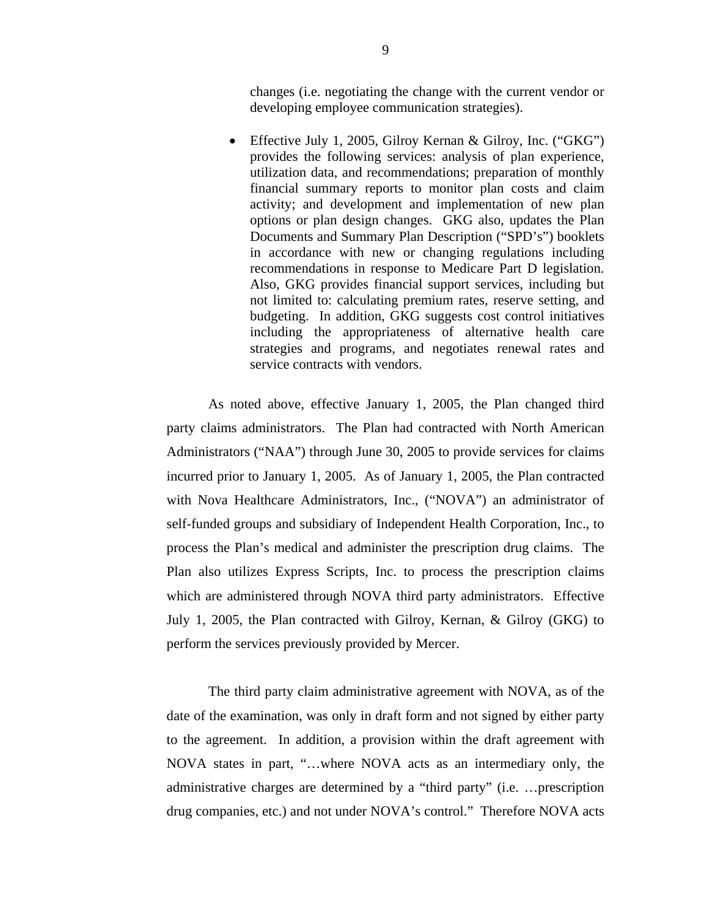changes (i.e. negotiating the change with the current vendor or developing employee communication strategies).

- Effective July 1, 2005, Gilroy Kernan & Gilroy, Inc. ("GKG") provides the following services: analysis of plan experience, utilization data, and recommendations; preparation of monthly financial summary reports to monitor plan costs and claim activity; and development and implementation of new plan options or plan design changes. GKG also, updates the Plan Documents and Summary Plan Description ("SPD's") booklets in accordance with new or changing regulations including recommendations in response to Medicare Part D legislation. Also, GKG provides financial support services, including but not limited to: calculating premium rates, reserve setting, and budgeting. In addition, GKG suggests cost control initiatives including the appropriateness of alternative health care strategies and programs, and negotiates renewal rates and service contracts with vendors.

As noted above, effective January 1, 2005, the Plan changed third party claims administrators. The Plan had contracted with North American Administrators ("NAA") through June 30, 2005 to provide services for claims incurred prior to January 1, 2005. As of January 1, 2005, the Plan contracted with Nova Healthcare Administrators, Inc., ("NOVA") an administrator of self-funded groups and subsidiary of Independent Health Corporation, Inc., to process the Plan's medical and administer the prescription drug claims. The Plan also utilizes Express Scripts, Inc. to process the prescription claims which are administered through NOVA third party administrators. Effective July 1, 2005, the Plan contracted with Gilroy, Kernan, & Gilroy (GKG) to perform the services previously provided by Mercer.

The third party claim administrative agreement with NOVA, as of the date of the examination, was only in draft form and not signed by either party to the agreement. In addition, a provision within the draft agreement with NOVA states in part, "…where NOVA acts as an intermediary only, the administrative charges are determined by a "third party" (i.e. …prescription drug companies, etc.) and not under NOVA's control." Therefore NOVA acts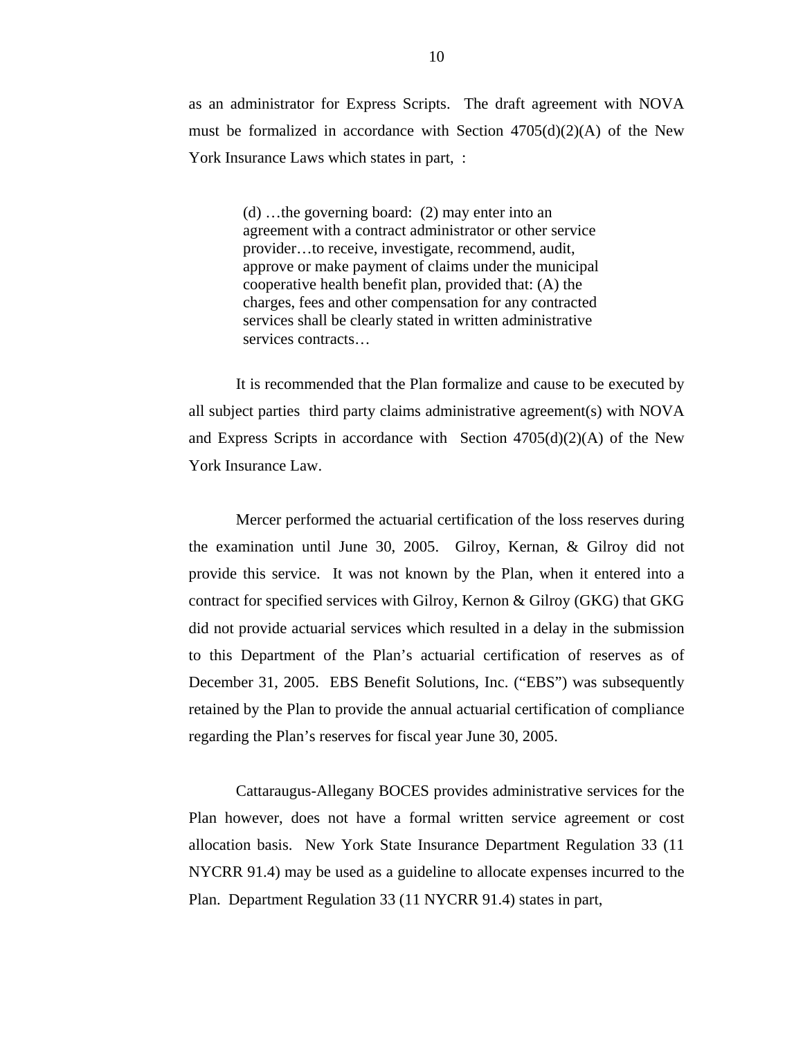as an administrator for Express Scripts. The draft agreement with NOVA must be formalized in accordance with Section 4705(d)(2)(A) of the New York Insurance Laws which states in part, :

> (d) …the governing board: (2) may enter into an agreement with a contract administrator or other service provider…to receive, investigate, recommend, audit, approve or make payment of claims under the municipal cooperative health benefit plan, provided that: (A) the charges, fees and other compensation for any contracted services shall be clearly stated in written administrative services contracts…

It is recommended that the Plan formalize and cause to be executed by all subject parties third party claims administrative agreement(s) with NOVA and Express Scripts in accordance with Section 4705(d)(2)(A) of the New York Insurance Law.

Mercer performed the actuarial certification of the loss reserves during the examination until June 30, 2005. Gilroy, Kernan, & Gilroy did not provide this service. It was not known by the Plan, when it entered into a contract for specified services with Gilroy, Kernon & Gilroy (GKG) that GKG did not provide actuarial services which resulted in a delay in the submission to this Department of the Plan's actuarial certification of reserves as of December 31, 2005. EBS Benefit Solutions, Inc. ("EBS") was subsequently retained by the Plan to provide the annual actuarial certification of compliance regarding the Plan's reserves for fiscal year June 30, 2005.

Cattaraugus-Allegany BOCES provides administrative services for the Plan however, does not have a formal written service agreement or cost allocation basis. New York State Insurance Department Regulation 33 (11 NYCRR 91.4) may be used as a guideline to allocate expenses incurred to the Plan. Department Regulation 33 (11 NYCRR 91.4) states in part,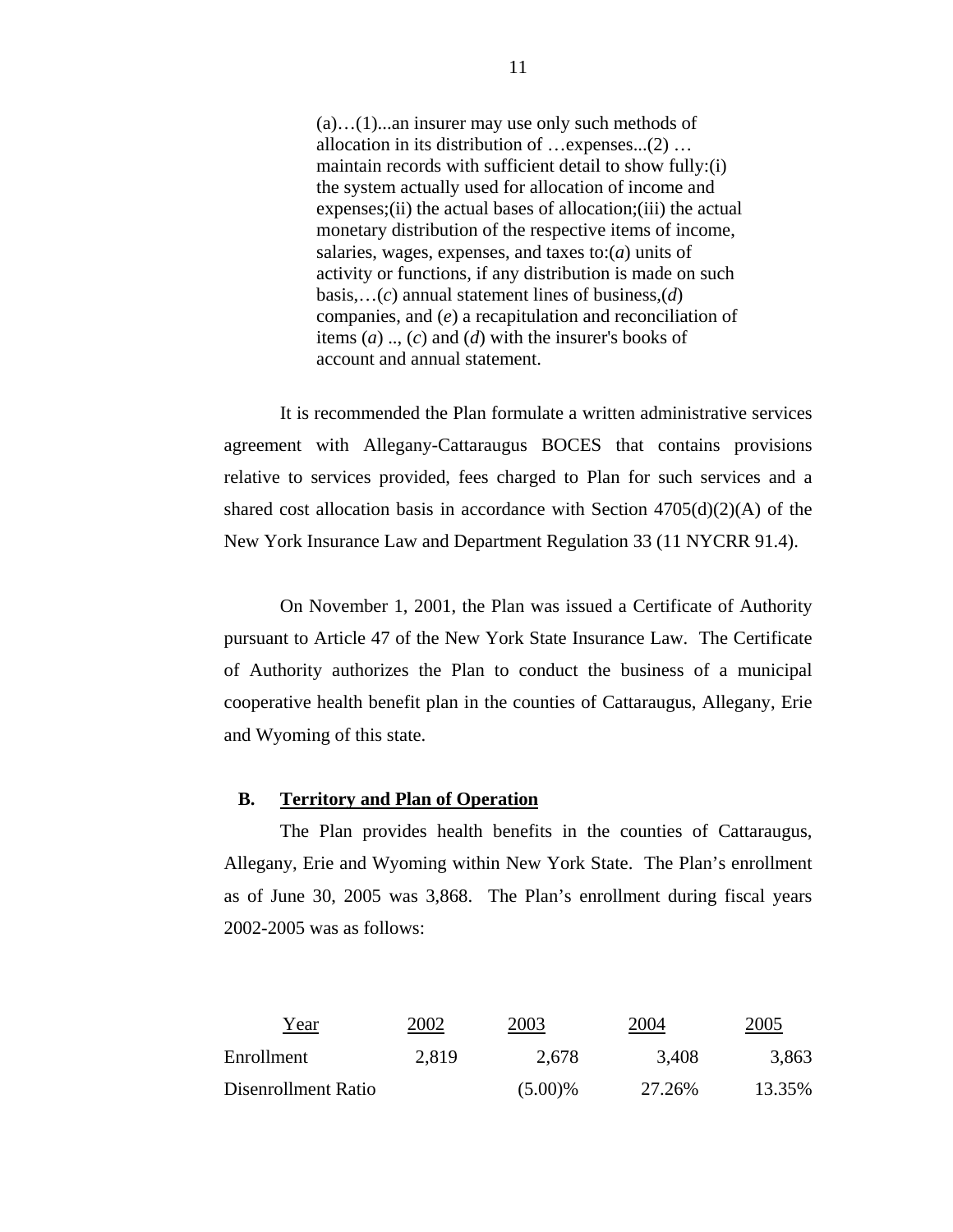> (a)…(1)...an insurer may use only such methods of allocation in its distribution of …expenses...(2) … maintain records with sufficient detail to show fully:(i) the system actually used for allocation of income and expenses;(ii) the actual bases of allocation;(iii) the actual monetary distribution of the respective items of income, salaries, wages, expenses, and taxes to:(*a*) units of activity or functions, if any distribution is made on such basis,…(*c*) annual statement lines of business,(*d*) companies, and (*e*) a recapitulation and reconciliation of items (*a*) .., (*c*) and (*d*) with the insurer's books of account and annual statement.

It is recommended the Plan formulate a written administrative services agreement with Allegany-Cattaraugus BOCES that contains provisions relative to services provided, fees charged to Plan for such services and a shared cost allocation basis in accordance with Section 4705(d)(2)(A) of the New York Insurance Law and Department Regulation 33 (11 NYCRR 91.4).

On November 1, 2001, the Plan was issued a Certificate of Authority pursuant to Article 47 of the New York State Insurance Law. The Certificate of Authority authorizes the Plan to conduct the business of a municipal cooperative health benefit plan in the counties of Cattaraugus, Allegany, Erie and Wyoming of this state.

## B. Territory and Plan of Operation

The Plan provides health benefits in the counties of Cattaraugus, Allegany, Erie and Wyoming within New York State. The Plan's enrollment as of June 30, 2005 was 3,868. The Plan's enrollment during fiscal years 2002-2005 was as follows:

| Year | 2002 | 2003 | 2004 | 2005 |
|---|---|---|---|---|
| Enrollment | 2,819 | 2,678 | 3,408 | 3,863 |
| Disenrollment Ratio | | (5.00)% | 27.26% | 13.35% |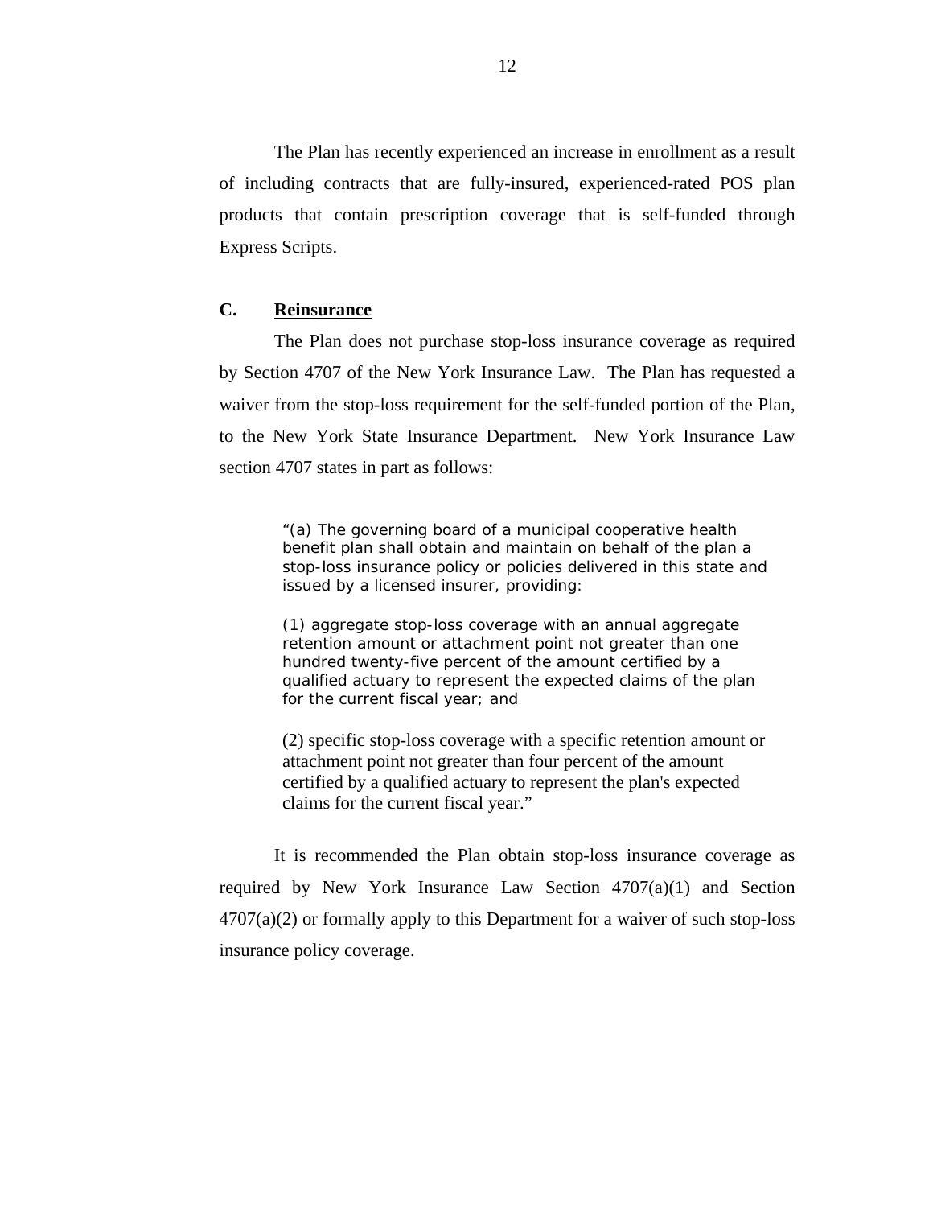The Plan has recently experienced an increase in enrollment as a result of including contracts that are fully-insured, experienced-rated POS plan products that contain prescription coverage that is self-funded through Express Scripts.

## C. Reinsurance

The Plan does not purchase stop-loss insurance coverage as required by Section 4707 of the New York Insurance Law. The Plan has requested a waiver from the stop-loss requirement for the self-funded portion of the Plan, to the New York State Insurance Department. New York Insurance Law section 4707 states in part as follows:

> "(a) The governing board of a municipal cooperative health benefit plan shall obtain and maintain on behalf of the plan a stop-loss insurance policy or policies delivered in this state and issued by a licensed insurer, providing:
>
> (1) aggregate stop-loss coverage with an annual aggregate retention amount or attachment point not greater than one hundred twenty-five percent of the amount certified by a qualified actuary to represent the expected claims of the plan for the current fiscal year; and
>
> (2) specific stop-loss coverage with a specific retention amount or attachment point not greater than four percent of the amount certified by a qualified actuary to represent the plan's expected claims for the current fiscal year."

It is recommended the Plan obtain stop-loss insurance coverage as required by New York Insurance Law Section 4707(a)(1) and Section 4707(a)(2) or formally apply to this Department for a waiver of such stop-loss insurance policy coverage.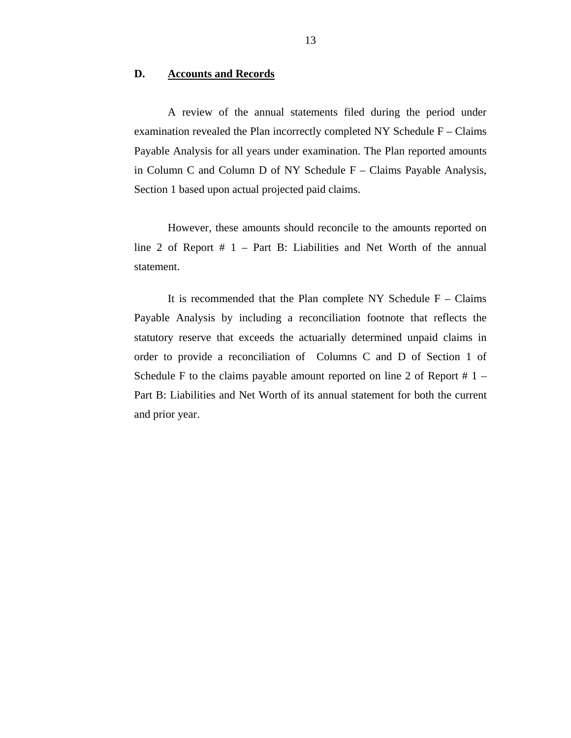## D. Accounts and Records

A review of the annual statements filed during the period under examination revealed the Plan incorrectly completed NY Schedule F – Claims Payable Analysis for all years under examination. The Plan reported amounts in Column C and Column D of NY Schedule F – Claims Payable Analysis, Section 1 based upon actual projected paid claims.

However, these amounts should reconcile to the amounts reported on line 2 of Report # 1 – Part B: Liabilities and Net Worth of the annual statement.

It is recommended that the Plan complete NY Schedule F – Claims Payable Analysis by including a reconciliation footnote that reflects the statutory reserve that exceeds the actuarially determined unpaid claims in order to provide a reconciliation of Columns C and D of Section 1 of Schedule F to the claims payable amount reported on line 2 of Report # 1 – Part B: Liabilities and Net Worth of its annual statement for both the current and prior year.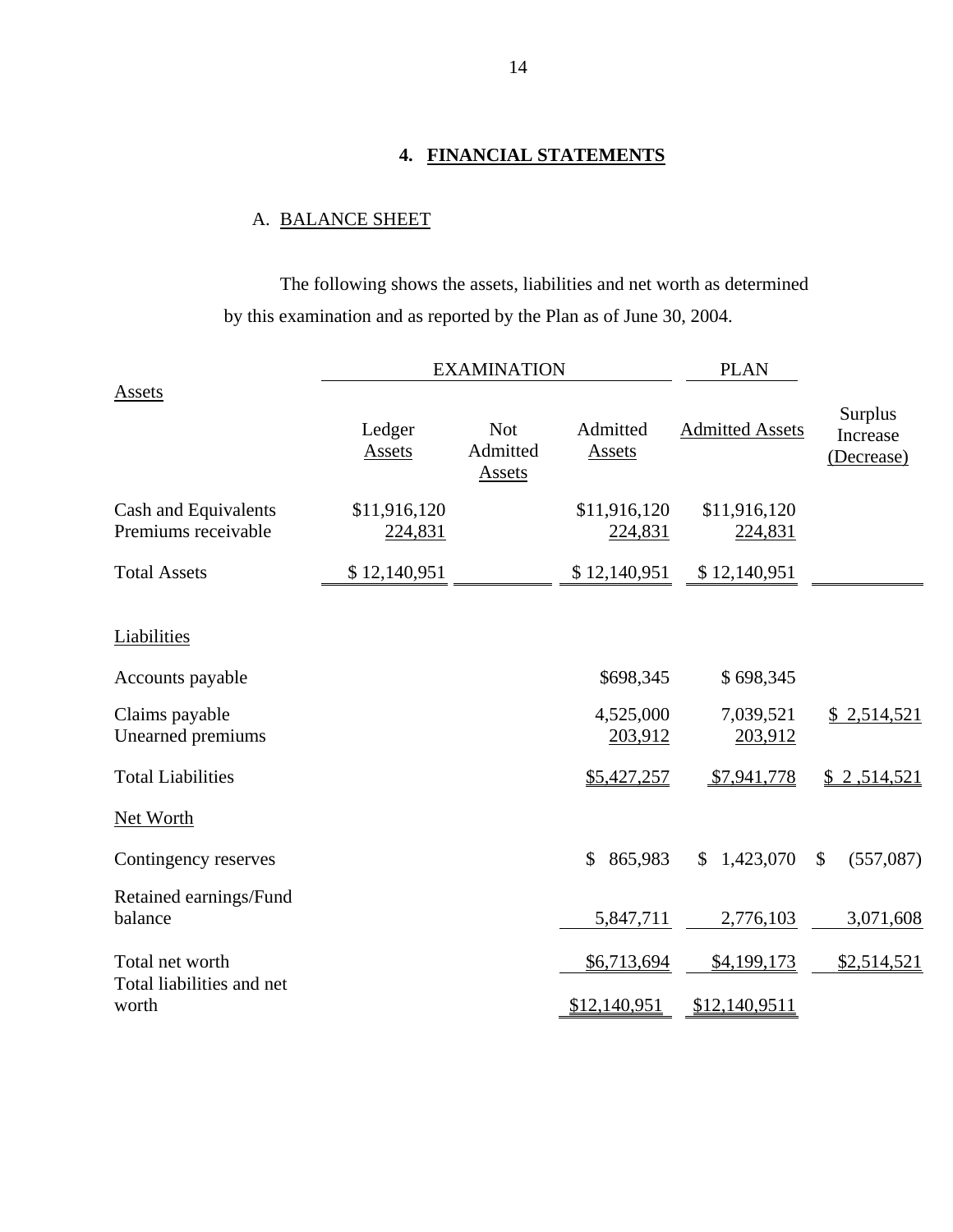## 4. FINANCIAL STATEMENTS

### A. BALANCE SHEET

The following shows the assets, liabilities and net worth as determined by this examination and as reported by the Plan as of June 30, 2004.

| | EXAMINATION | | | PLAN | |
|---|---|---|---|---|---|
| Assets | Ledger Assets | Not Admitted Assets | Admitted Assets | Admitted Assets | Surplus Increase (Decrease) |
| Cash and Equivalents | $11,916,120 | | $11,916,120 | $11,916,120 | |
| Premiums receivable | 224,831 | | 224,831 | 224,831 | |
| Total Assets | $ 12,140,951 | | $ 12,140,951 | $ 12,140,951 | |
| **Liabilities** | | | | | |
| Accounts payable | | | $698,345 | $ 698,345 | |
| Claims payable | | | 4,525,000 | 7,039,521 | $ 2,514,521 |
| Unearned premiums | | | 203,912 | 203,912 | |
| Total Liabilities | | | $5,427,257 | $7,941,778 | $ 2 ,514,521 |
| **Net Worth** | | | | | |
| Contingency reserves | | | $ 865,983 | $ 1,423,070 | $ (557,087) |
| Retained earnings/Fund balance | | | 5,847,711 | 2,776,103 | 3,071,608 |
| Total net worth | | | $6,713,694 | $4,199,173 | $2,514,521 |
| Total liabilities and net worth | | | $12,140,951 | $12,140,9511 | |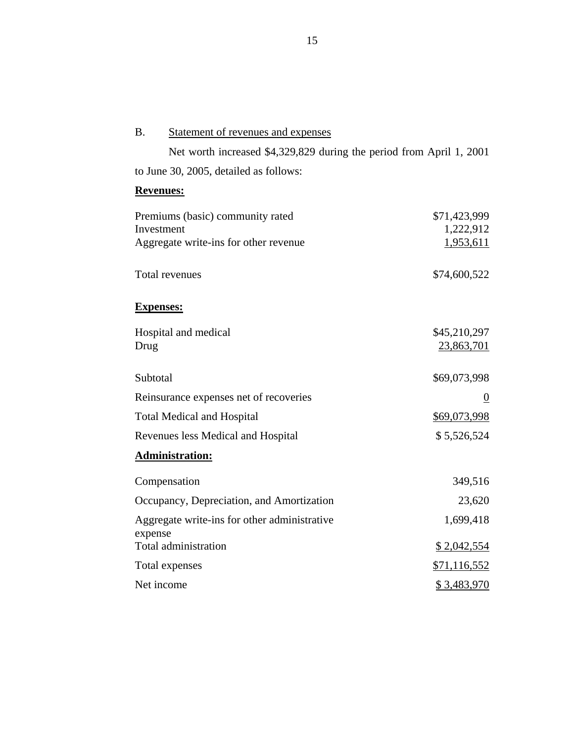B. Statement of revenues and expenses

Net worth increased $4,329,829 during the period from April 1, 2001 to June 30, 2005, detailed as follows:

**Revenues:**

| | |
|---|---|
| Premiums (basic) community rated | $71,423,999 |
| Investment | 1,222,912 |
| Aggregate write-ins for other revenue | 1,953,611 |
| Total revenues | $74,600,522 |

**Expenses:**

| | |
|---|---|
| Hospital and medical | $45,210,297 |
| Drug | 23,863,701 |
| Subtotal | $69,073,998 |
| Reinsurance expenses net of recoveries | 0 |
| Total Medical and Hospital | $69,073,998 |
| Revenues less Medical and Hospital | $ 5,526,524 |

**Administration:**

| | |
|---|---|
| Compensation | 349,516 |
| Occupancy, Depreciation, and Amortization | 23,620 |
| Aggregate write-ins for other administrative expense | 1,699,418 |
| Total administration | $ 2,042,554 |
| Total expenses | $71,116,552 |
| Net income | $ 3,483,970 |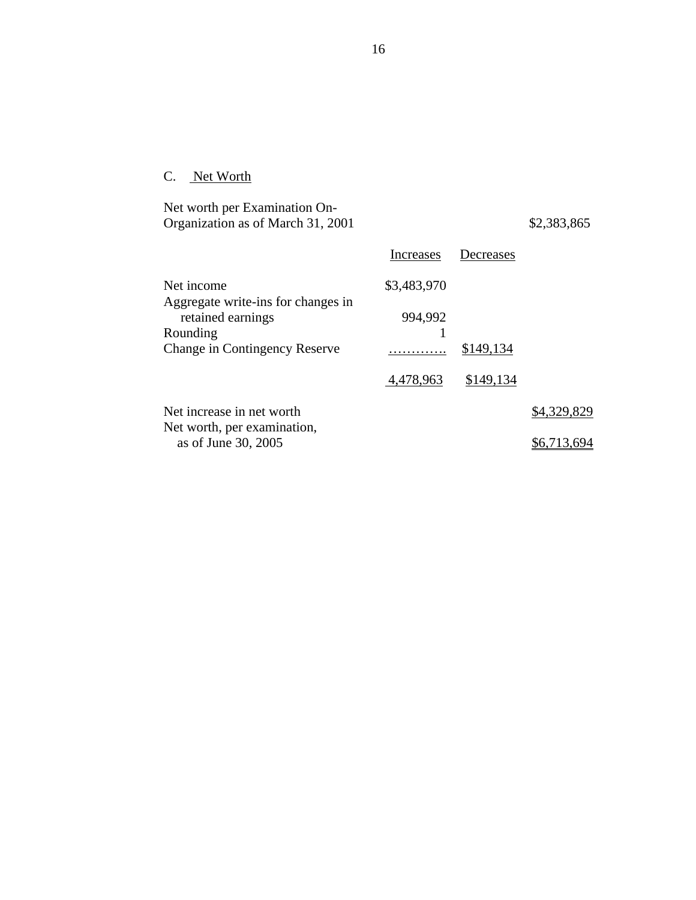## C. Net Worth

| | Increases | Decreases | |
|---|---|---|---|
| Net worth per Examination On-Organization as of March 31, 2001 | | | $2,383,865 |
| Net income | $3,483,970 | | |
| Aggregate write-ins for changes in retained earnings | 994,992 | | |
| Rounding | 1 | | |
| Change in Contingency Reserve | ………….. | $149,134 | |
| | 4,478,963 | $149,134 | |
| Net increase in net worth | | | $4,329,829 |
| Net worth, per examination, as of June 30, 2005 | | | $6,713,694 |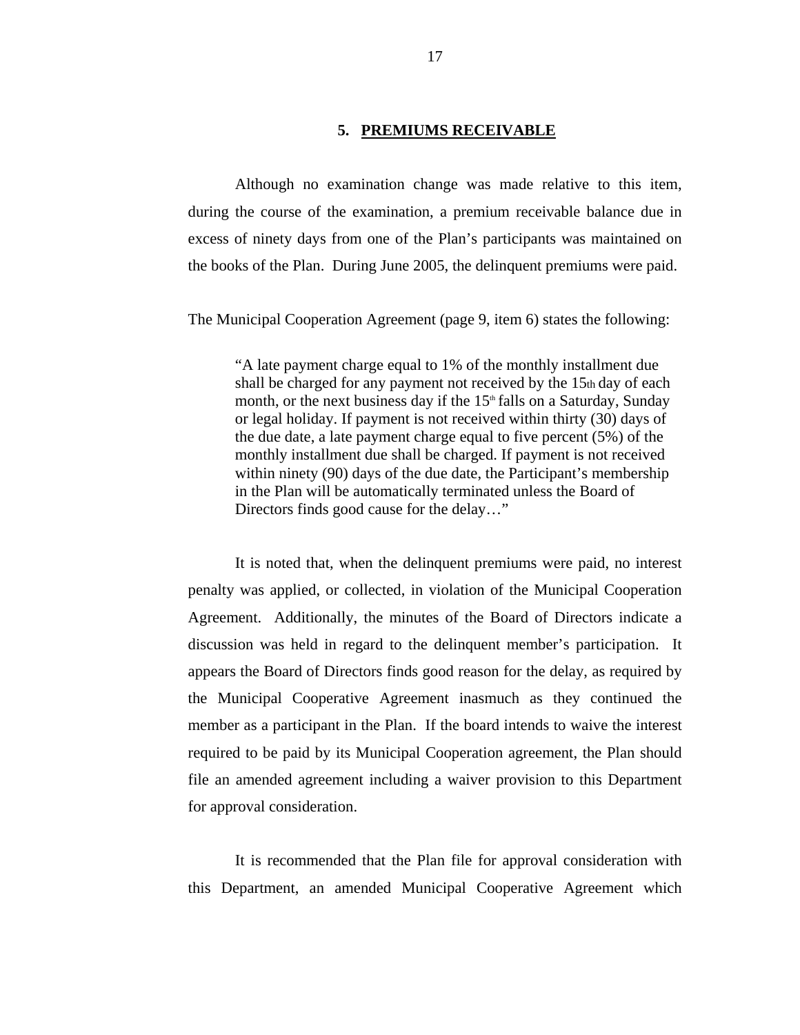## 5. PREMIUMS RECEIVABLE

Although no examination change was made relative to this item, during the course of the examination, a premium receivable balance due in excess of ninety days from one of the Plan's participants was maintained on the books of the Plan. During June 2005, the delinquent premiums were paid.

The Municipal Cooperation Agreement (page 9, item 6) states the following:

> "A late payment charge equal to 1% of the monthly installment due shall be charged for any payment not received by the 15th day of each month, or the next business day if the 15th falls on a Saturday, Sunday or legal holiday. If payment is not received within thirty (30) days of the due date, a late payment charge equal to five percent (5%) of the monthly installment due shall be charged. If payment is not received within ninety (90) days of the due date, the Participant's membership in the Plan will be automatically terminated unless the Board of Directors finds good cause for the delay…"

It is noted that, when the delinquent premiums were paid, no interest penalty was applied, or collected, in violation of the Municipal Cooperation Agreement. Additionally, the minutes of the Board of Directors indicate a discussion was held in regard to the delinquent member's participation. It appears the Board of Directors finds good reason for the delay, as required by the Municipal Cooperative Agreement inasmuch as they continued the member as a participant in the Plan. If the board intends to waive the interest required to be paid by its Municipal Cooperation agreement, the Plan should file an amended agreement including a waiver provision to this Department for approval consideration.

It is recommended that the Plan file for approval consideration with this Department, an amended Municipal Cooperative Agreement which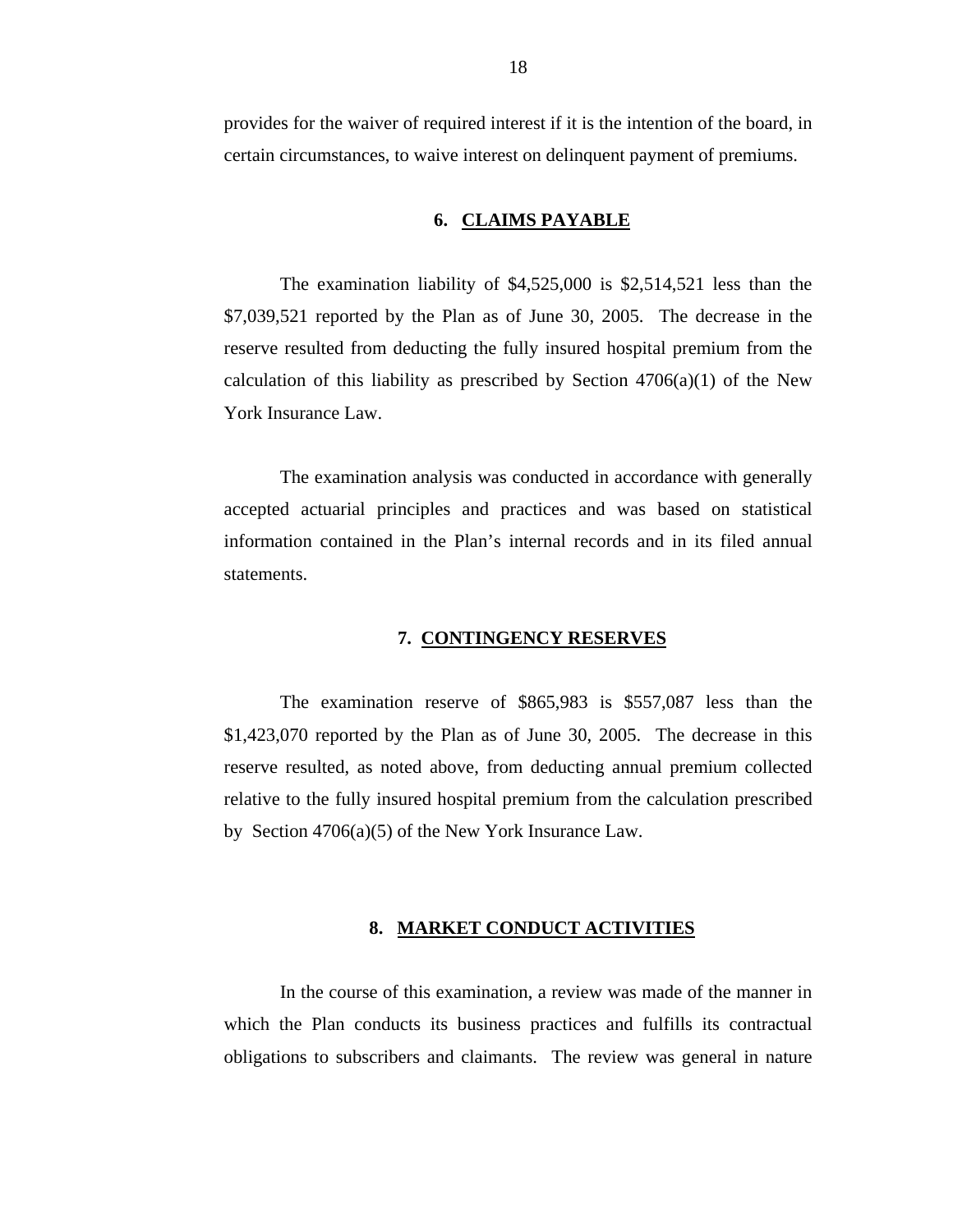provides for the waiver of required interest if it is the intention of the board, in certain circumstances, to waive interest on delinquent payment of premiums.

## 6. CLAIMS PAYABLE

The examination liability of $4,525,000 is $2,514,521 less than the $7,039,521 reported by the Plan as of June 30, 2005. The decrease in the reserve resulted from deducting the fully insured hospital premium from the calculation of this liability as prescribed by Section 4706(a)(1) of the New York Insurance Law.

The examination analysis was conducted in accordance with generally accepted actuarial principles and practices and was based on statistical information contained in the Plan's internal records and in its filed annual statements.

## 7. CONTINGENCY RESERVES

The examination reserve of $865,983 is $557,087 less than the $1,423,070 reported by the Plan as of June 30, 2005. The decrease in this reserve resulted, as noted above, from deducting annual premium collected relative to the fully insured hospital premium from the calculation prescribed by Section 4706(a)(5) of the New York Insurance Law.

## 8. MARKET CONDUCT ACTIVITIES

In the course of this examination, a review was made of the manner in which the Plan conducts its business practices and fulfills its contractual obligations to subscribers and claimants. The review was general in nature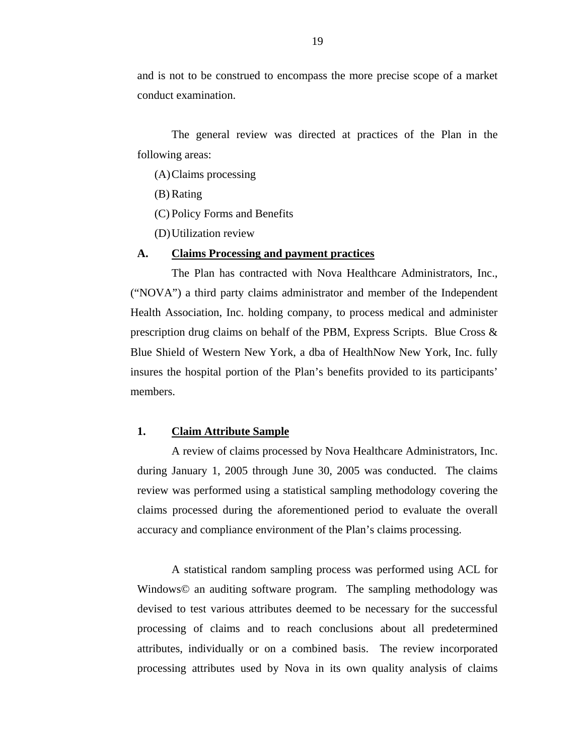and is not to be construed to encompass the more precise scope of a market conduct examination.

The general review was directed at practices of the Plan in the following areas:

(A) Claims processing

(B) Rating

(C) Policy Forms and Benefits

(D) Utilization review

## A. Claims Processing and payment practices

The Plan has contracted with Nova Healthcare Administrators, Inc., ("NOVA") a third party claims administrator and member of the Independent Health Association, Inc. holding company, to process medical and administer prescription drug claims on behalf of the PBM, Express Scripts. Blue Cross & Blue Shield of Western New York, a dba of HealthNow New York, Inc. fully insures the hospital portion of the Plan's benefits provided to its participants' members.

### 1. Claim Attribute Sample

A review of claims processed by Nova Healthcare Administrators, Inc. during January 1, 2005 through June 30, 2005 was conducted. The claims review was performed using a statistical sampling methodology covering the claims processed during the aforementioned period to evaluate the overall accuracy and compliance environment of the Plan's claims processing.

A statistical random sampling process was performed using ACL for Windows© an auditing software program. The sampling methodology was devised to test various attributes deemed to be necessary for the successful processing of claims and to reach conclusions about all predetermined attributes, individually or on a combined basis. The review incorporated processing attributes used by Nova in its own quality analysis of claims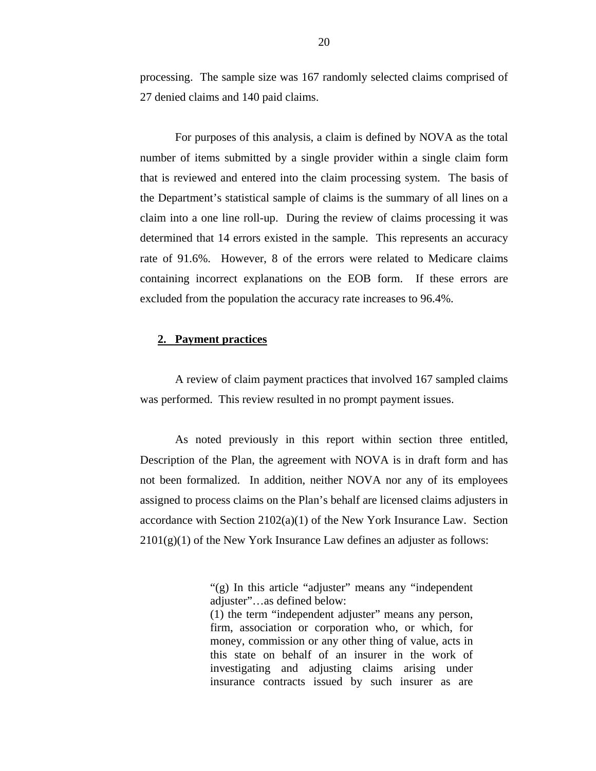processing. The sample size was 167 randomly selected claims comprised of 27 denied claims and 140 paid claims.

For purposes of this analysis, a claim is defined by NOVA as the total number of items submitted by a single provider within a single claim form that is reviewed and entered into the claim processing system. The basis of the Department's statistical sample of claims is the summary of all lines on a claim into a one line roll-up. During the review of claims processing it was determined that 14 errors existed in the sample. This represents an accuracy rate of 91.6%. However, 8 of the errors were related to Medicare claims containing incorrect explanations on the EOB form. If these errors are excluded from the population the accuracy rate increases to 96.4%.

## 2. Payment practices

A review of claim payment practices that involved 167 sampled claims was performed. This review resulted in no prompt payment issues.

As noted previously in this report within section three entitled, Description of the Plan, the agreement with NOVA is in draft form and has not been formalized. In addition, neither NOVA nor any of its employees assigned to process claims on the Plan's behalf are licensed claims adjusters in accordance with Section 2102(a)(1) of the New York Insurance Law. Section 2101(g)(1) of the New York Insurance Law defines an adjuster as follows:

> "(g) In this article "adjuster" means any "independent adjuster"…as defined below:
> (1) the term "independent adjuster" means any person, firm, association or corporation who, or which, for money, commission or any other thing of value, acts in this state on behalf of an insurer in the work of investigating and adjusting claims arising under insurance contracts issued by such insurer as are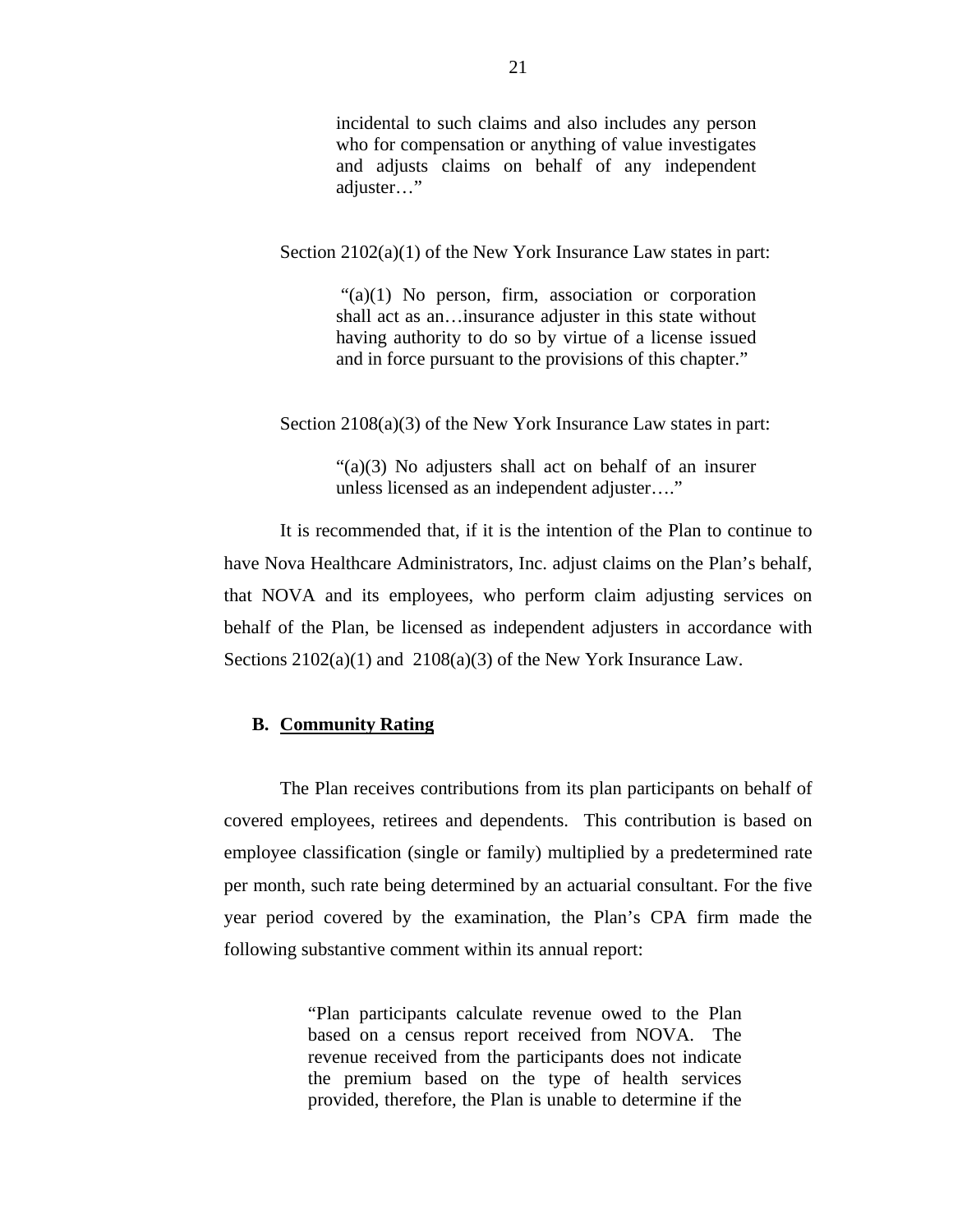> incidental to such claims and also includes any person who for compensation or anything of value investigates and adjusts claims on behalf of any independent adjuster…"

Section 2102(a)(1) of the New York Insurance Law states in part:

> "(a)(1) No person, firm, association or corporation shall act as an…insurance adjuster in this state without having authority to do so by virtue of a license issued and in force pursuant to the provisions of this chapter."

Section 2108(a)(3) of the New York Insurance Law states in part:

> "(a)(3) No adjusters shall act on behalf of an insurer unless licensed as an independent adjuster…."

It is recommended that, if it is the intention of the Plan to continue to have Nova Healthcare Administrators, Inc. adjust claims on the Plan's behalf, that NOVA and its employees, who perform claim adjusting services on behalf of the Plan, be licensed as independent adjusters in accordance with Sections 2102(a)(1) and 2108(a)(3) of the New York Insurance Law.

## B. Community Rating

The Plan receives contributions from its plan participants on behalf of covered employees, retirees and dependents. This contribution is based on employee classification (single or family) multiplied by a predetermined rate per month, such rate being determined by an actuarial consultant. For the five year period covered by the examination, the Plan's CPA firm made the following substantive comment within its annual report:

> "Plan participants calculate revenue owed to the Plan based on a census report received from NOVA. The revenue received from the participants does not indicate the premium based on the type of health services provided, therefore, the Plan is unable to determine if the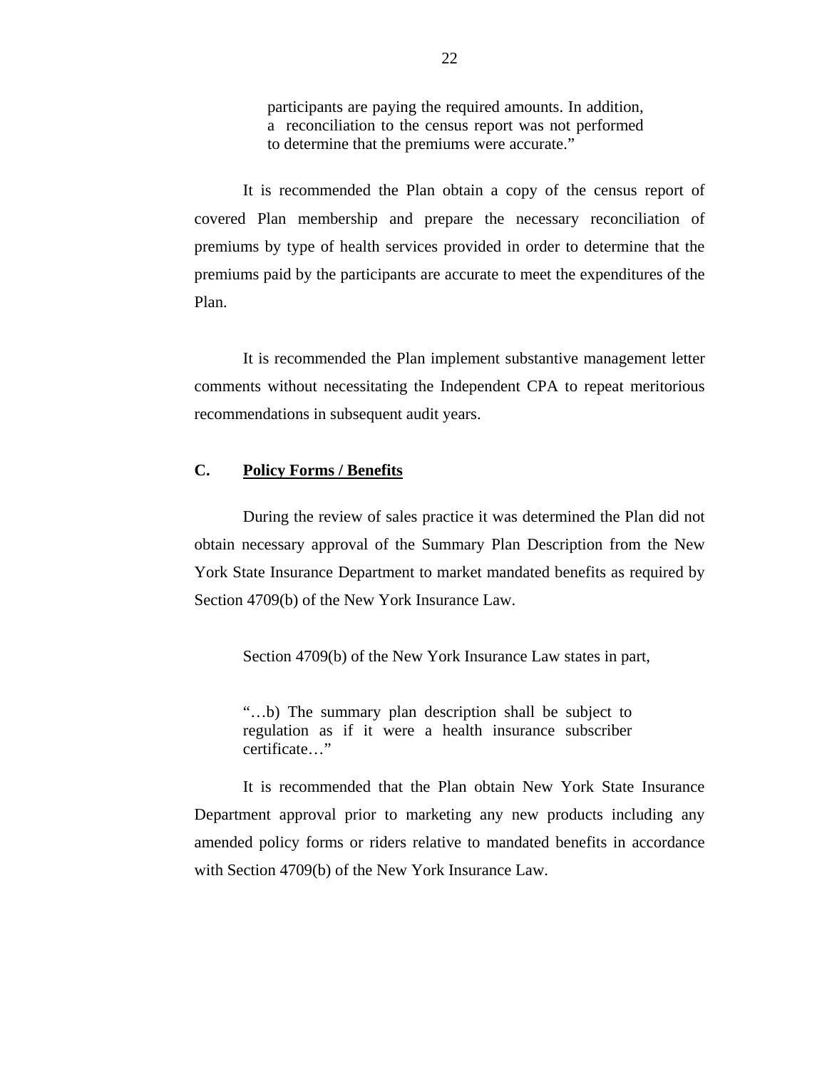> participants are paying the required amounts. In addition, a reconciliation to the census report was not performed to determine that the premiums were accurate."

It is recommended the Plan obtain a copy of the census report of covered Plan membership and prepare the necessary reconciliation of premiums by type of health services provided in order to determine that the premiums paid by the participants are accurate to meet the expenditures of the Plan.

It is recommended the Plan implement substantive management letter comments without necessitating the Independent CPA to repeat meritorious recommendations in subsequent audit years.

## C. Policy Forms / Benefits

During the review of sales practice it was determined the Plan did not obtain necessary approval of the Summary Plan Description from the New York State Insurance Department to market mandated benefits as required by Section 4709(b) of the New York Insurance Law.

Section 4709(b) of the New York Insurance Law states in part,

> "…b) The summary plan description shall be subject to regulation as if it were a health insurance subscriber certificate…"

It is recommended that the Plan obtain New York State Insurance Department approval prior to marketing any new products including any amended policy forms or riders relative to mandated benefits in accordance with Section 4709(b) of the New York Insurance Law.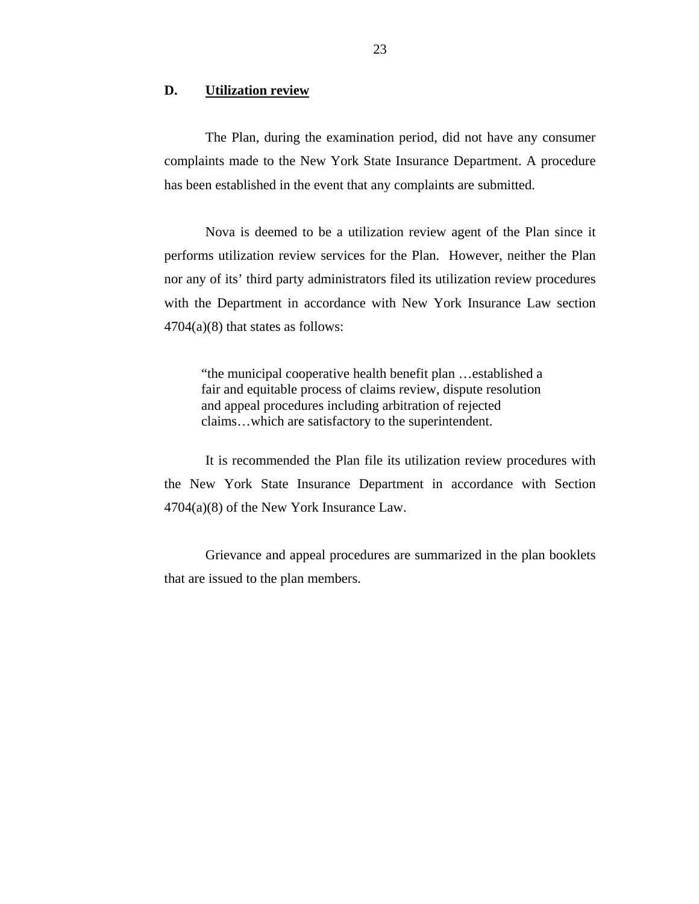## D. Utilization review

The Plan, during the examination period, did not have any consumer complaints made to the New York State Insurance Department. A procedure has been established in the event that any complaints are submitted.

Nova is deemed to be a utilization review agent of the Plan since it performs utilization review services for the Plan. However, neither the Plan nor any of its' third party administrators filed its utilization review procedures with the Department in accordance with New York Insurance Law section 4704(a)(8) that states as follows:

> "the municipal cooperative health benefit plan …established a fair and equitable process of claims review, dispute resolution and appeal procedures including arbitration of rejected claims…which are satisfactory to the superintendent.

It is recommended the Plan file its utilization review procedures with the New York State Insurance Department in accordance with Section 4704(a)(8) of the New York Insurance Law.

Grievance and appeal procedures are summarized in the plan booklets that are issued to the plan members.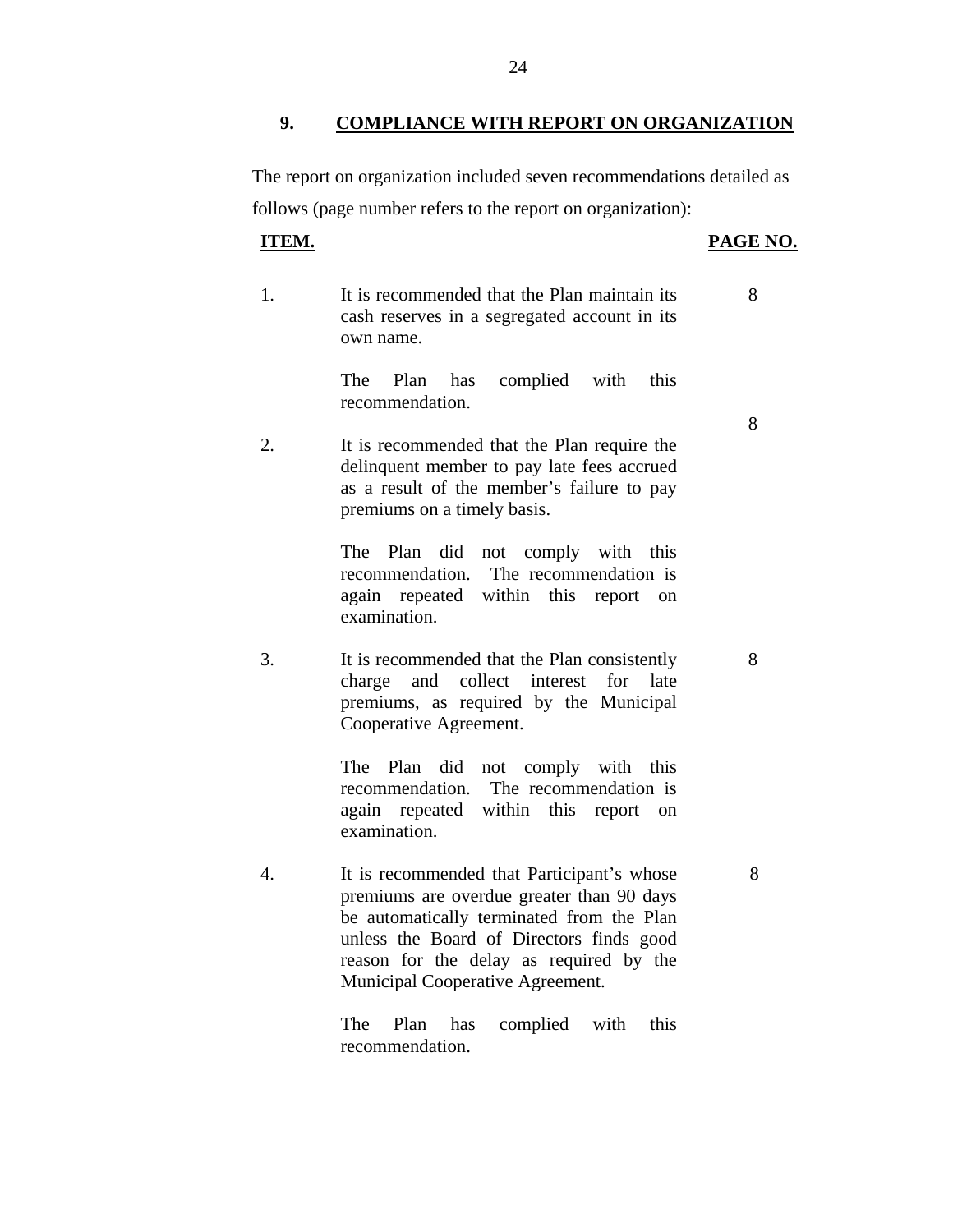## 9. COMPLIANCE WITH REPORT ON ORGANIZATION

The report on organization included seven recommendations detailed as follows (page number refers to the report on organization):

| ITEM. | | PAGE NO. |
|---|---|---|
| 1. | It is recommended that the Plan maintain its cash reserves in a segregated account in its own name.<br><br>The Plan has complied with this recommendation. | 8 |
| 2. | It is recommended that the Plan require the delinquent member to pay late fees accrued as a result of the member's failure to pay premiums on a timely basis.<br><br>The Plan did not comply with this recommendation. The recommendation is again repeated within this report on examination. | 8 |
| 3. | It is recommended that the Plan consistently charge and collect interest for late premiums, as required by the Municipal Cooperative Agreement.<br><br>The Plan did not comply with this recommendation. The recommendation is again repeated within this report on examination. | 8 |
| 4. | It is recommended that Participant's whose premiums are overdue greater than 90 days be automatically terminated from the Plan unless the Board of Directors finds good reason for the delay as required by the Municipal Cooperative Agreement.<br><br>The Plan has complied with this recommendation. | 8 |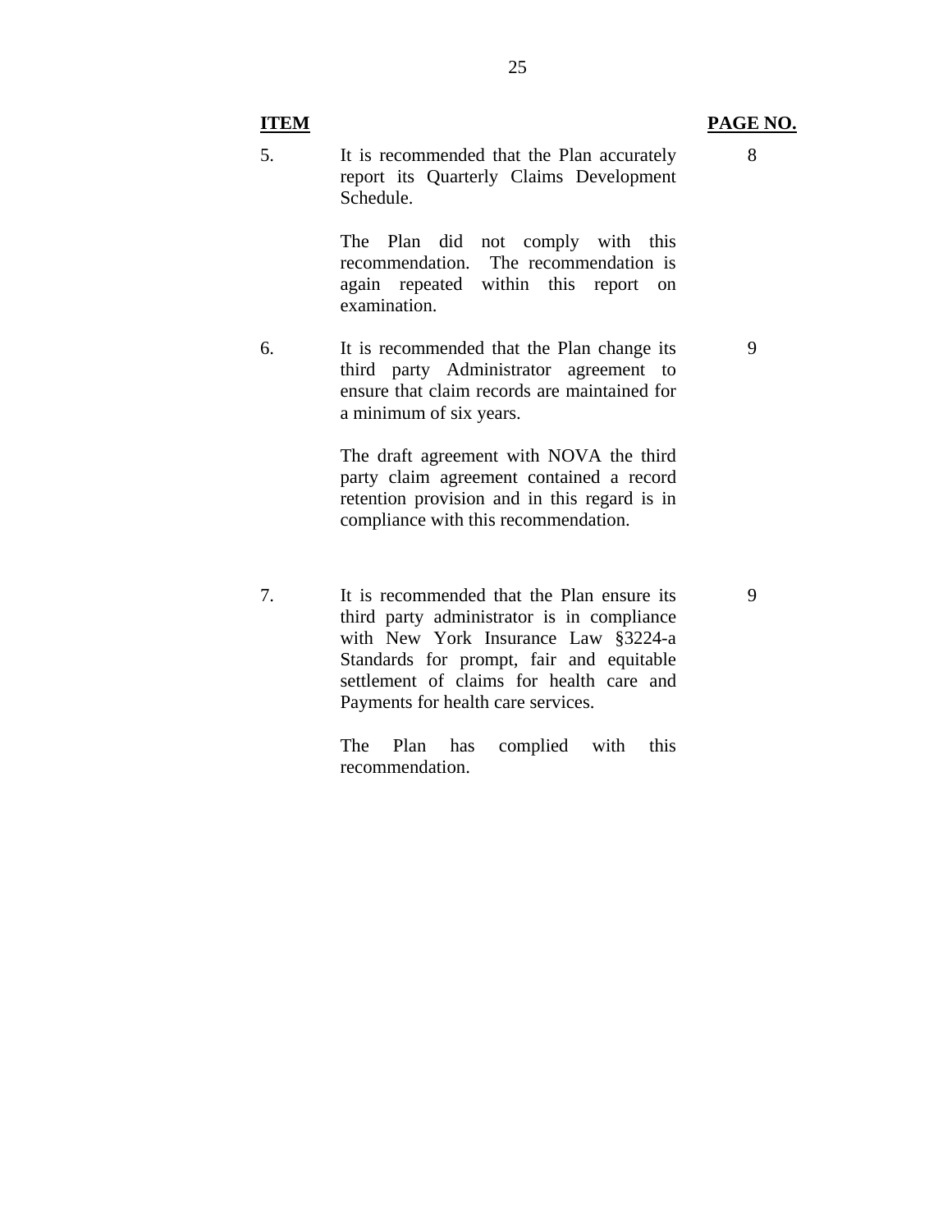| ITEM | | PAGE NO. |
|---|---|---|
| 5. | It is recommended that the Plan accurately report its Quarterly Claims Development Schedule.<br><br>The Plan did not comply with this recommendation. The recommendation is again repeated within this report on examination. | 8 |
| 6. | It is recommended that the Plan change its third party Administrator agreement to ensure that claim records are maintained for a minimum of six years.<br><br>The draft agreement with NOVA the third party claim agreement contained a record retention provision and in this regard is in compliance with this recommendation. | 9 |
| 7. | It is recommended that the Plan ensure its third party administrator is in compliance with New York Insurance Law §3224-a Standards for prompt, fair and equitable settlement of claims for health care and Payments for health care services.<br><br>The Plan has complied with this recommendation. | 9 |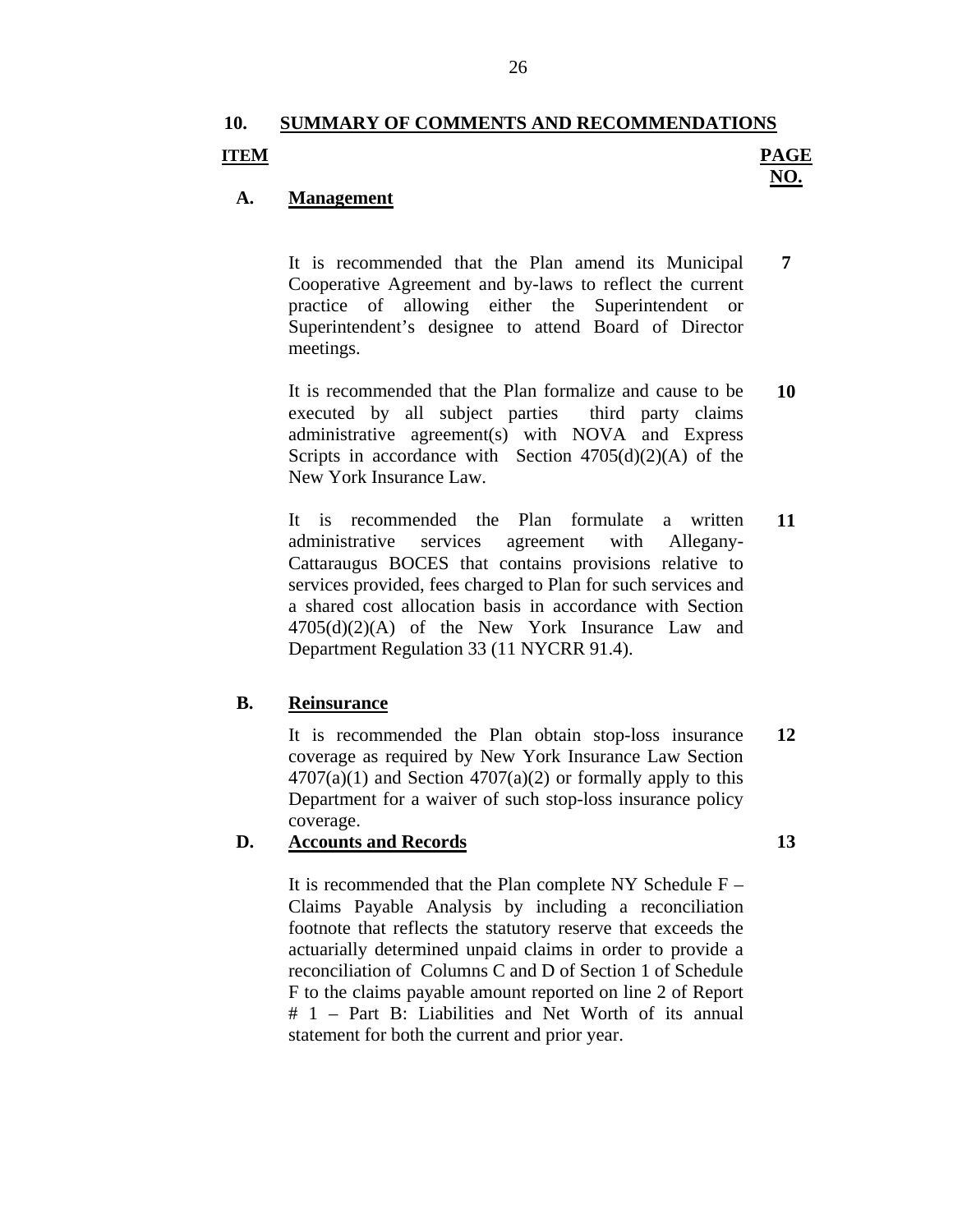## 10. SUMMARY OF COMMENTS AND RECOMMENDATIONS

| ITEM | | PAGE NO. |
|---|---|---|
| **A.** | **Management** | |
| | It is recommended that the Plan amend its Municipal Cooperative Agreement and by-laws to reflect the current practice of allowing either the Superintendent or Superintendent's designee to attend Board of Director meetings. | **7** |
| | It is recommended that the Plan formalize and cause to be executed by all subject parties third party claims administrative agreement(s) with NOVA and Express Scripts in accordance with Section 4705(d)(2)(A) of the New York Insurance Law. | **10** |
| | It is recommended the Plan formulate a written administrative services agreement with Allegany-Cattaraugus BOCES that contains provisions relative to services provided, fees charged to Plan for such services and a shared cost allocation basis in accordance with Section 4705(d)(2)(A) of the New York Insurance Law and Department Regulation 33 (11 NYCRR 91.4). | **11** |
| **B.** | **Reinsurance** | |
| | It is recommended the Plan obtain stop-loss insurance coverage as required by New York Insurance Law Section 4707(a)(1) and Section 4707(a)(2) or formally apply to this Department for a waiver of such stop-loss insurance policy coverage. | **12** |
| **D.** | **Accounts and Records** | **13** |
| | It is recommended that the Plan complete NY Schedule F – Claims Payable Analysis by including a reconciliation footnote that reflects the statutory reserve that exceeds the actuarially determined unpaid claims in order to provide a reconciliation of Columns C and D of Section 1 of Schedule F to the claims payable amount reported on line 2 of Report # 1 – Part B: Liabilities and Net Worth of its annual statement for both the current and prior year. | |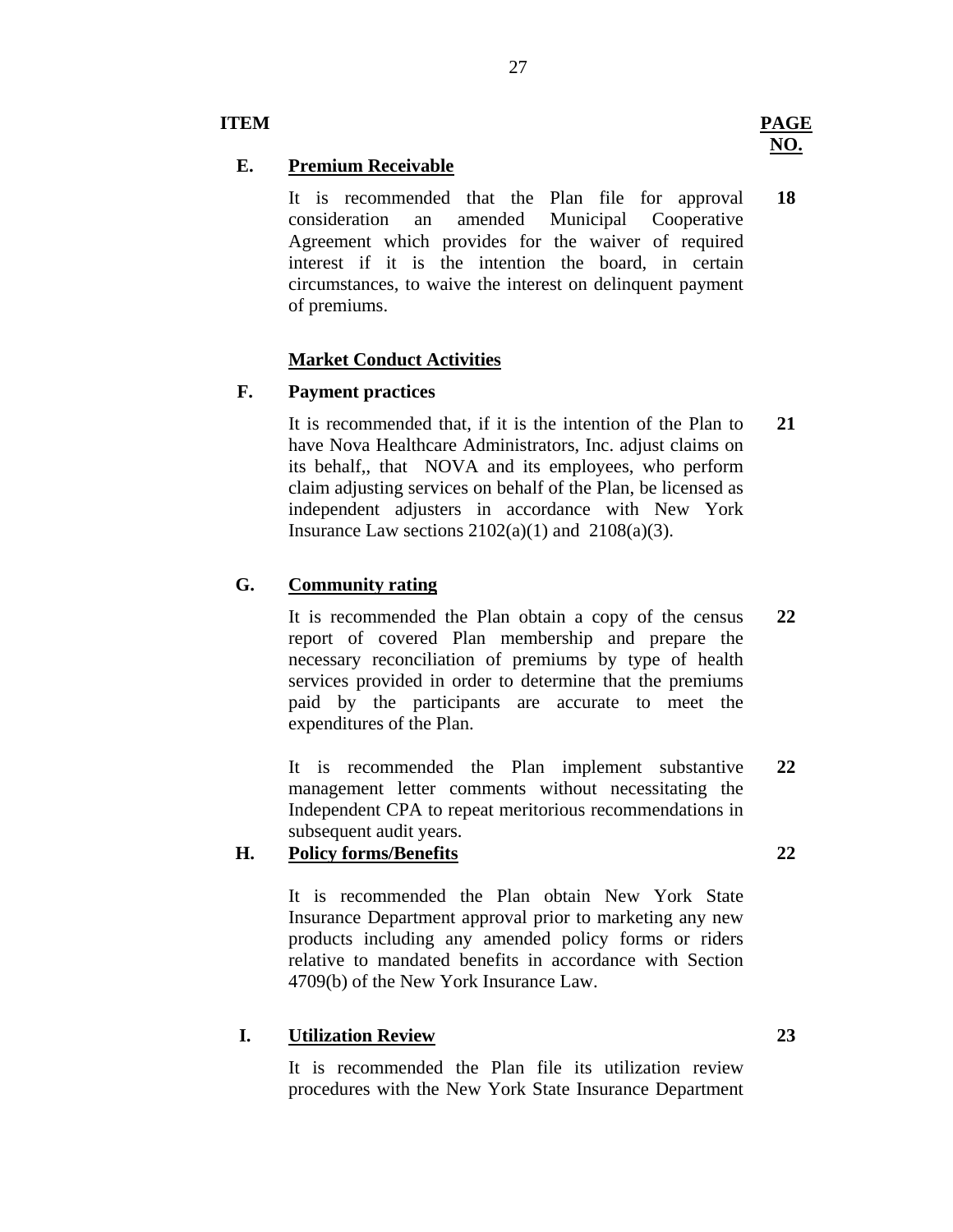| ITEM | | | PAGE NO. |
|---|---|---|---|
| E. | **Premium Receivable** | | |
| | | It is recommended that the Plan file for approval consideration an amended Municipal Cooperative Agreement which provides for the waiver of required interest if it is the intention the board, in certain circumstances, to waive the interest on delinquent payment of premiums. | **18** |
| | **Market Conduct Activities** | | |
| F. | **Payment practices** | | |
| | | It is recommended that, if it is the intention of the Plan to have Nova Healthcare Administrators, Inc. adjust claims on its behalf,, that NOVA and its employees, who perform claim adjusting services on behalf of the Plan, be licensed as independent adjusters in accordance with New York Insurance Law sections 2102(a)(1) and 2108(a)(3). | **21** |
| G. | **Community rating** | | |
| | | It is recommended the Plan obtain a copy of the census report of covered Plan membership and prepare the necessary reconciliation of premiums by type of health services provided in order to determine that the premiums paid by the participants are accurate to meet the expenditures of the Plan. | **22** |
| | | It is recommended the Plan implement substantive management letter comments without necessitating the Independent CPA to repeat meritorious recommendations in subsequent audit years. | **22** |
| H. | **Policy forms/Benefits** | | **22** |
| | | It is recommended the Plan obtain New York State Insurance Department approval prior to marketing any new products including any amended policy forms or riders relative to mandated benefits in accordance with Section 4709(b) of the New York Insurance Law. | |
| I. | **Utilization Review** | | **23** |
| | | It is recommended the Plan file its utilization review procedures with the New York State Insurance Department | |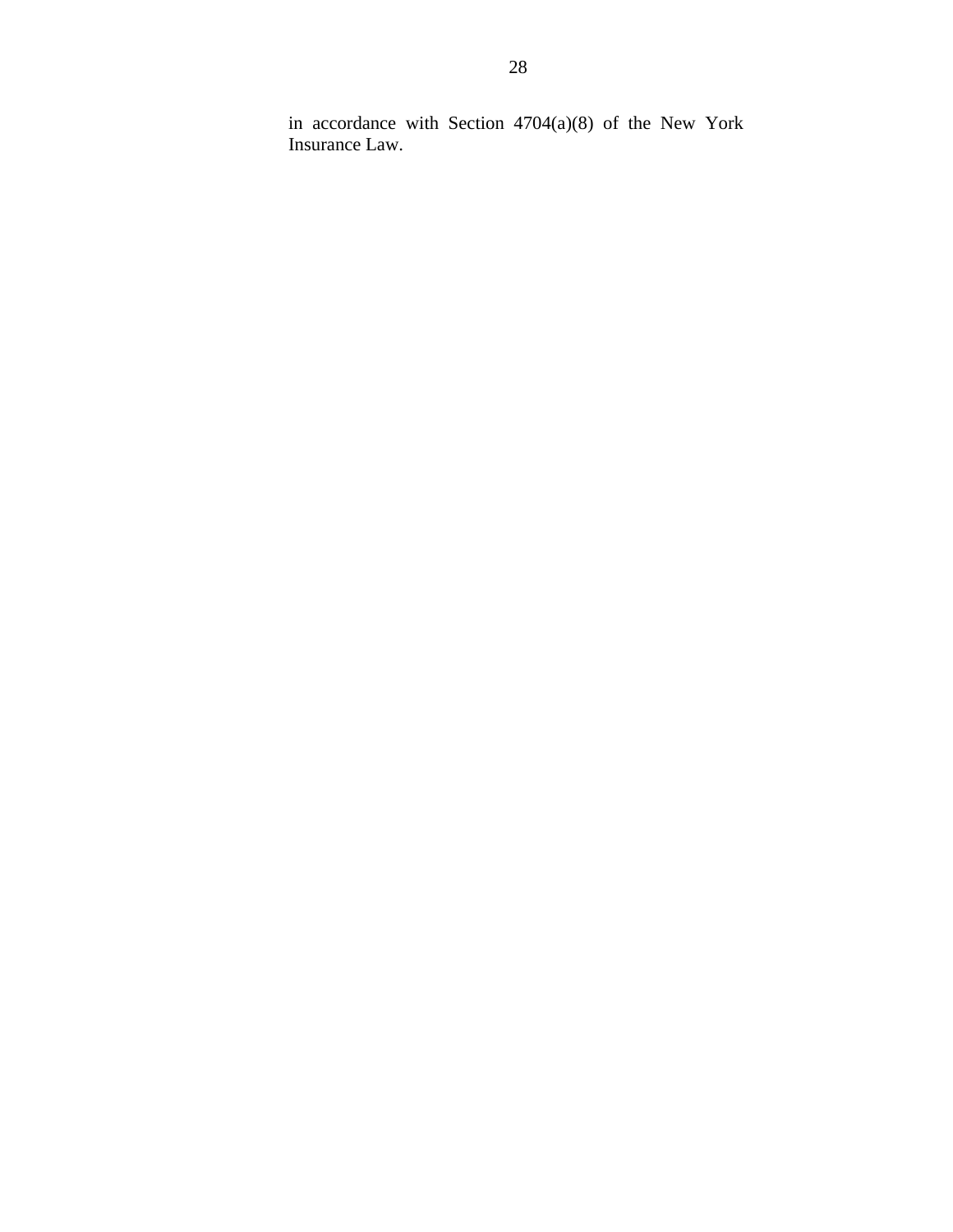in accordance with Section 4704(a)(8) of the New York Insurance Law.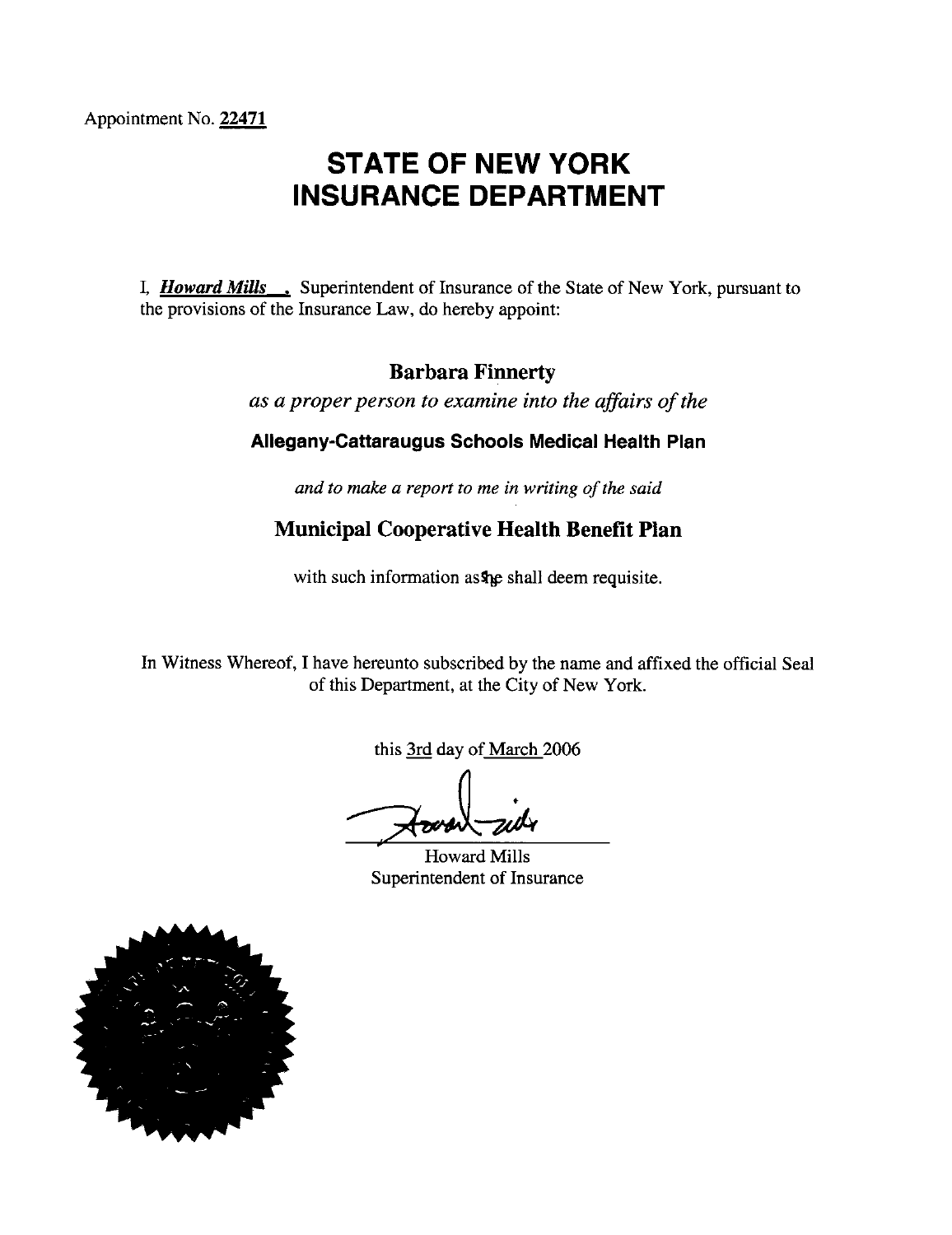Appointment No. 22471

# STATE OF NEW YORK INSURANCE DEPARTMENT

I, ***Howard Mills*** , Superintendent of Insurance of the State of New York, pursuant to the provisions of the Insurance Law, do hereby appoint:

**Barbara Finnerty**

*as a proper person to examine into the affairs of the*

**Allegany-Cattaraugus Schools Medical Health Plan**

*and to make a report to me in writing of the said*

**Municipal Cooperative Health Benefit Plan**

with such information as she shall deem requisite.

In Witness Whereof, I have hereunto subscribed by the name and affixed the official Seal of this Department, at the City of New York.

this 3rd day of March 2006

Howard Mills
Superintendent of Insurance